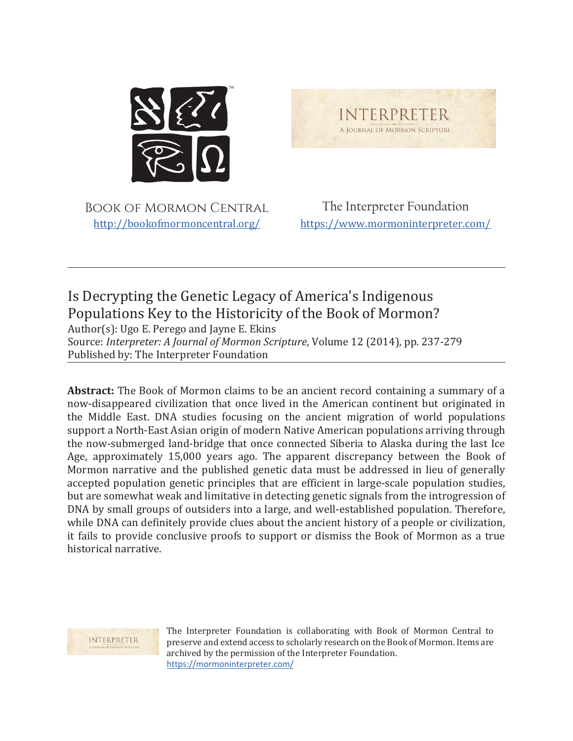BOOK OF MORMON CENTRAL
http://bookofmormoncentral.org/

The Interpreter Foundation
https://www.mormoninterpreter.com/

---

# Is Decrypting the Genetic Legacy of America's Indigenous Populations Key to the Historicity of the Book of Mormon?

Author(s): Ugo E. Perego and Jayne E. Ekins
Source: *Interpreter: A Journal of Mormon Scripture*, Volume 12 (2014), pp. 237-279
Published by: The Interpreter Foundation

---

**Abstract:** The Book of Mormon claims to be an ancient record containing a summary of a now-disappeared civilization that once lived in the American continent but originated in the Middle East. DNA studies focusing on the ancient migration of world populations support a North-East Asian origin of modern Native American populations arriving through the now-submerged land-bridge that once connected Siberia to Alaska during the last Ice Age, approximately 15,000 years ago. The apparent discrepancy between the Book of Mormon narrative and the published genetic data must be addressed in lieu of generally accepted population genetic principles that are efficient in large-scale population studies, but are somewhat weak and limitative in detecting genetic signals from the introgression of DNA by small groups of outsiders into a large, and well-established population. Therefore, while DNA can definitely provide clues about the ancient history of a people or civilization, it fails to provide conclusive proofs to support or dismiss the Book of Mormon as a true historical narrative.

The Interpreter Foundation is collaborating with Book of Mormon Central to preserve and extend access to scholarly research on the Book of Mormon. Items are archived by the permission of the Interpreter Foundation.
https://mormoninterpreter.com/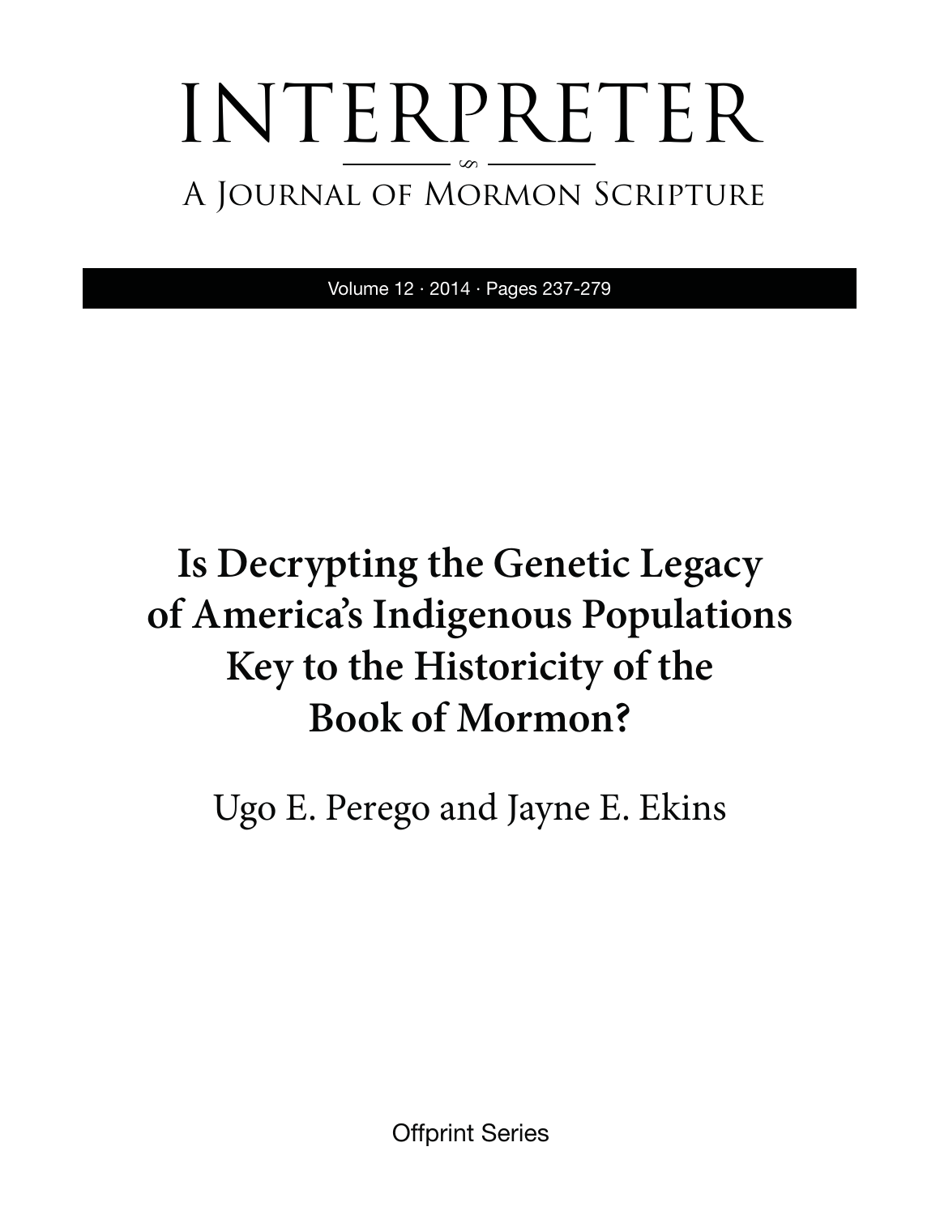# INTERPRETER

## A Journal of Mormon Scripture

Volume 12 · 2014 · Pages 237-279

# Is Decrypting the Genetic Legacy of America's Indigenous Populations Key to the Historicity of the Book of Mormon?

Ugo E. Perego and Jayne E. Ekins

Offprint Series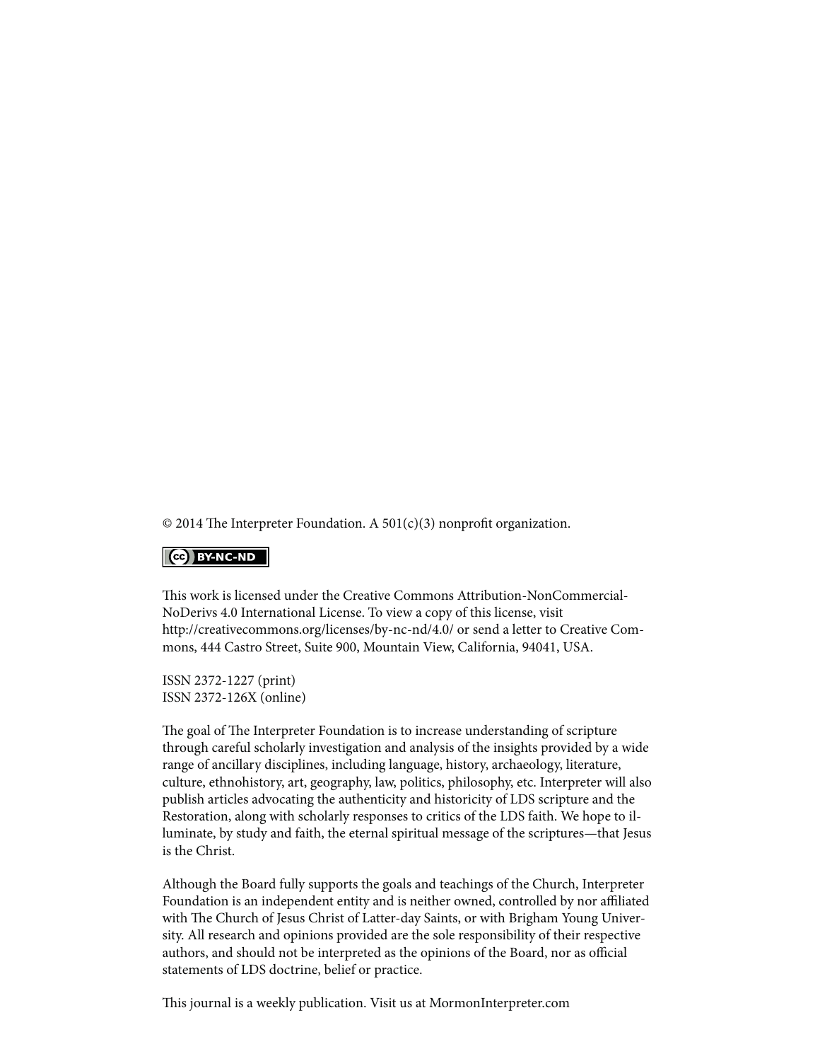© 2014 The Interpreter Foundation. A 501(c)(3) nonprofit organization.

CC BY-NC-ND

This work is licensed under the Creative Commons Attribution-NonCommercial-NoDerivs 4.0 International License. To view a copy of this license, visit http://creativecommons.org/licenses/by-nc-nd/4.0/ or send a letter to Creative Commons, 444 Castro Street, Suite 900, Mountain View, California, 94041, USA.

ISSN 2372-1227 (print)
ISSN 2372-126X (online)

The goal of The Interpreter Foundation is to increase understanding of scripture through careful scholarly investigation and analysis of the insights provided by a wide range of ancillary disciplines, including language, history, archaeology, literature, culture, ethnohistory, art, geography, law, politics, philosophy, etc. Interpreter will also publish articles advocating the authenticity and historicity of LDS scripture and the Restoration, along with scholarly responses to critics of the LDS faith. We hope to illuminate, by study and faith, the eternal spiritual message of the scriptures—that Jesus is the Christ.

Although the Board fully supports the goals and teachings of the Church, Interpreter Foundation is an independent entity and is neither owned, controlled by nor affiliated with The Church of Jesus Christ of Latter-day Saints, or with Brigham Young University. All research and opinions provided are the sole responsibility of their respective authors, and should not be interpreted as the opinions of the Board, nor as official statements of LDS doctrine, belief or practice.

This journal is a weekly publication. Visit us at MormonInterpreter.com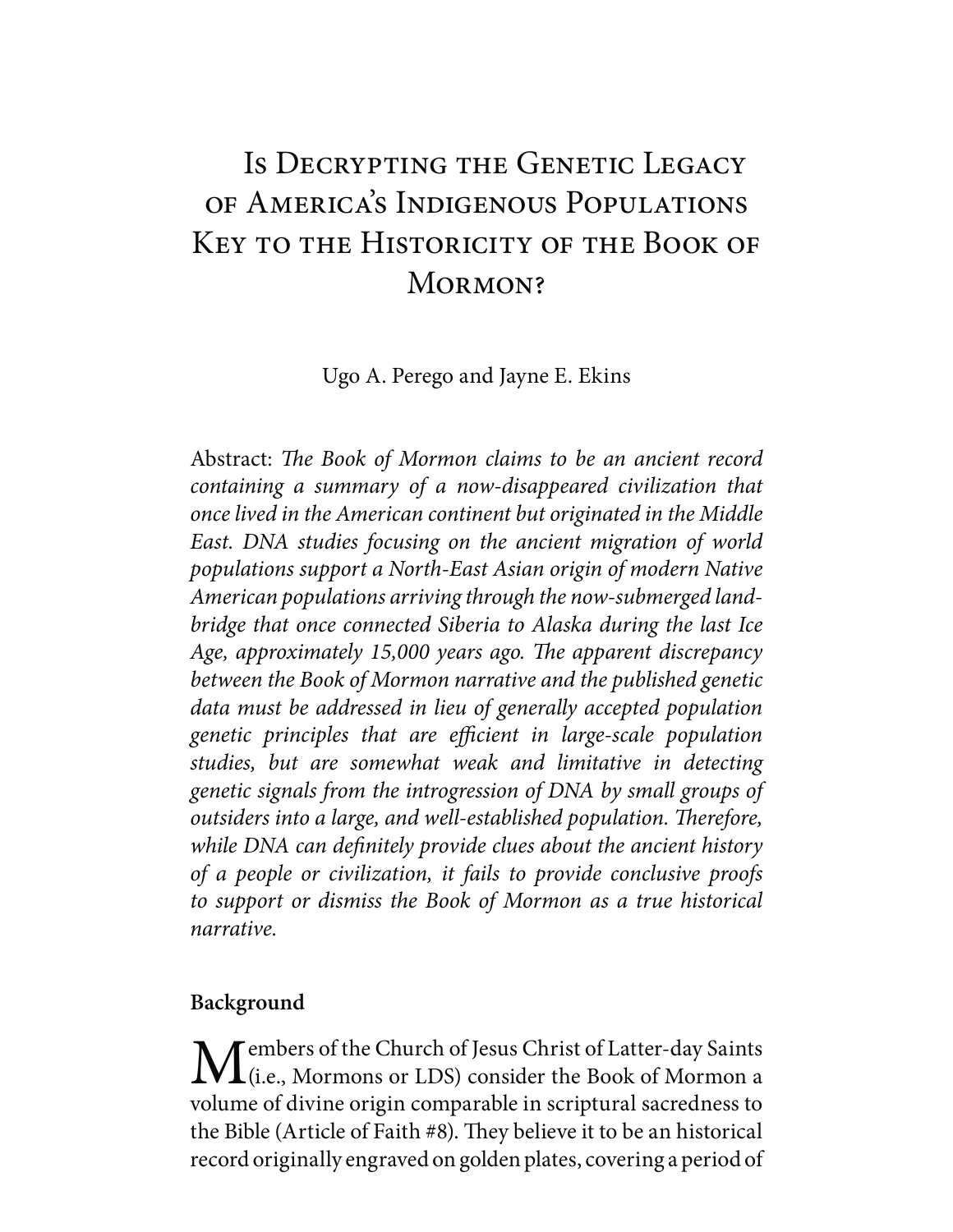# Is Decrypting the Genetic Legacy of America's Indigenous Populations Key to the Historicity of the Book of Mormon?

Ugo A. Perego and Jayne E. Ekins

Abstract: *The Book of Mormon claims to be an ancient record containing a summary of a now-disappeared civilization that once lived in the American continent but originated in the Middle East. DNA studies focusing on the ancient migration of world populations support a North-East Asian origin of modern Native American populations arriving through the now-submerged land-bridge that once connected Siberia to Alaska during the last Ice Age, approximately 15,000 years ago. The apparent discrepancy between the Book of Mormon narrative and the published genetic data must be addressed in lieu of generally accepted population genetic principles that are efficient in large-scale population studies, but are somewhat weak and limitative in detecting genetic signals from the introgression of DNA by small groups of outsiders into a large, and well-established population. Therefore, while DNA can definitely provide clues about the ancient history of a people or civilization, it fails to provide conclusive proofs to support or dismiss the Book of Mormon as a true historical narrative.*

## Background

Members of the Church of Jesus Christ of Latter-day Saints (i.e., Mormons or LDS) consider the Book of Mormon a volume of divine origin comparable in scriptural sacredness to the Bible (Article of Faith #8). They believe it to be an historical record originally engraved on golden plates, covering a period of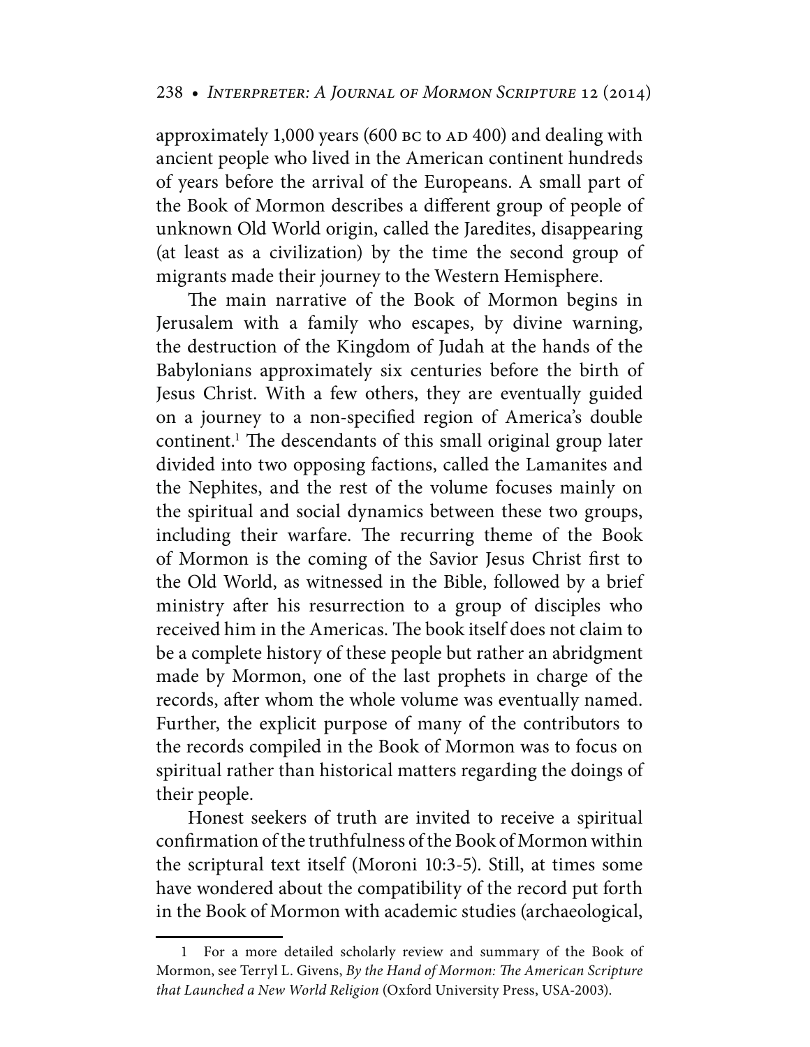approximately 1,000 years (600 BC to AD 400) and dealing with ancient people who lived in the American continent hundreds of years before the arrival of the Europeans. A small part of the Book of Mormon describes a different group of people of unknown Old World origin, called the Jaredites, disappearing (at least as a civilization) by the time the second group of migrants made their journey to the Western Hemisphere.

The main narrative of the Book of Mormon begins in Jerusalem with a family who escapes, by divine warning, the destruction of the Kingdom of Judah at the hands of the Babylonians approximately six centuries before the birth of Jesus Christ. With a few others, they are eventually guided on a journey to a non-specified region of America's double continent.[1] The descendants of this small original group later divided into two opposing factions, called the Lamanites and the Nephites, and the rest of the volume focuses mainly on the spiritual and social dynamics between these two groups, including their warfare. The recurring theme of the Book of Mormon is the coming of the Savior Jesus Christ first to the Old World, as witnessed in the Bible, followed by a brief ministry after his resurrection to a group of disciples who received him in the Americas. The book itself does not claim to be a complete history of these people but rather an abridgment made by Mormon, one of the last prophets in charge of the records, after whom the whole volume was eventually named. Further, the explicit purpose of many of the contributors to the records compiled in the Book of Mormon was to focus on spiritual rather than historical matters regarding the doings of their people.

Honest seekers of truth are invited to receive a spiritual confirmation of the truthfulness of the Book of Mormon within the scriptural text itself (Moroni 10:3-5). Still, at times some have wondered about the compatibility of the record put forth in the Book of Mormon with academic studies (archaeological,

---

1 For a more detailed scholarly review and summary of the Book of Mormon, see Terryl L. Givens, *By the Hand of Mormon: The American Scripture that Launched a New World Religion* (Oxford University Press, USA-2003).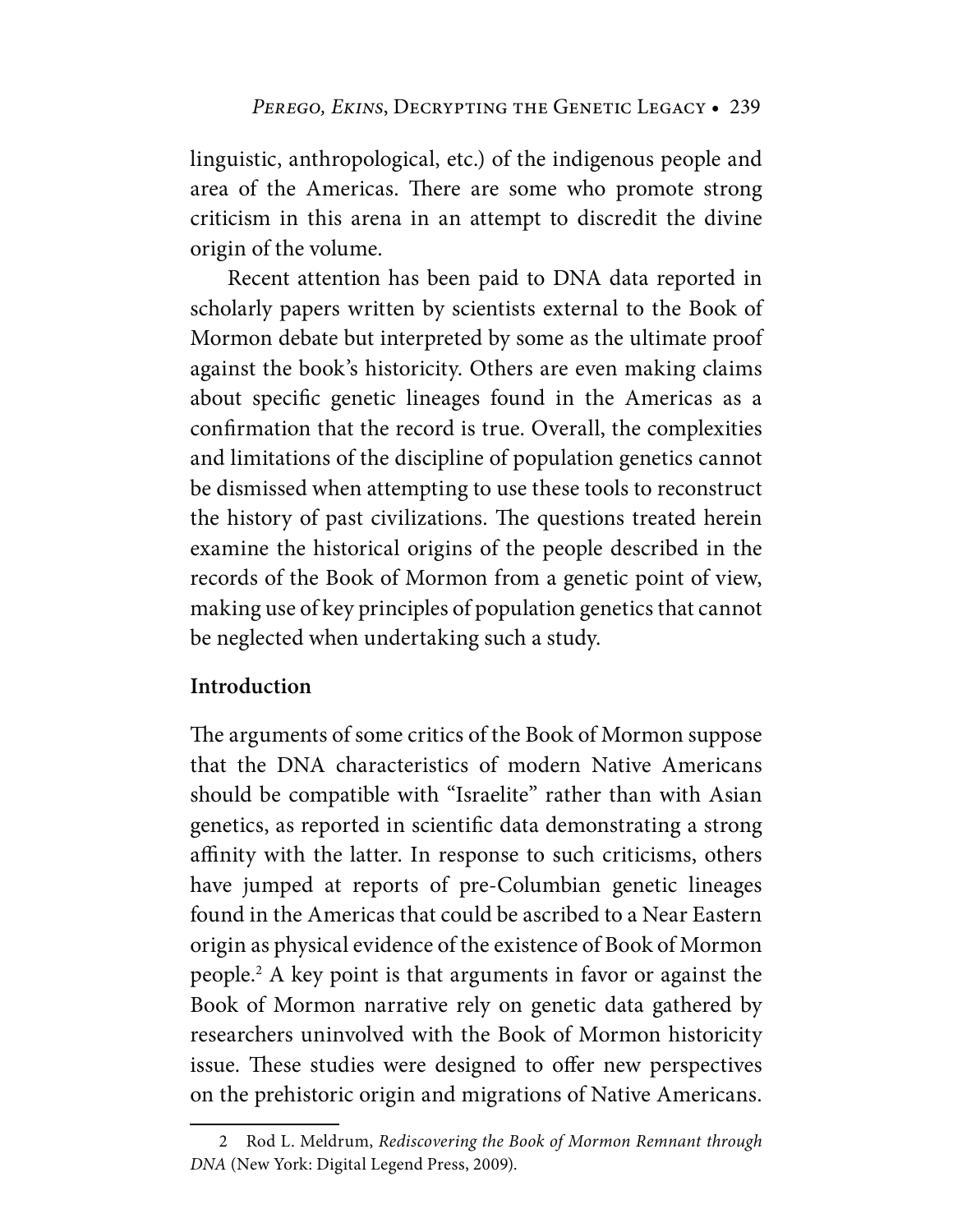linguistic, anthropological, etc.) of the indigenous people and area of the Americas. There are some who promote strong criticism in this arena in an attempt to discredit the divine origin of the volume.

Recent attention has been paid to DNA data reported in scholarly papers written by scientists external to the Book of Mormon debate but interpreted by some as the ultimate proof against the book's historicity. Others are even making claims about specific genetic lineages found in the Americas as a confirmation that the record is true. Overall, the complexities and limitations of the discipline of population genetics cannot be dismissed when attempting to use these tools to reconstruct the history of past civilizations. The questions treated herein examine the historical origins of the people described in the records of the Book of Mormon from a genetic point of view, making use of key principles of population genetics that cannot be neglected when undertaking such a study.

## Introduction

The arguments of some critics of the Book of Mormon suppose that the DNA characteristics of modern Native Americans should be compatible with "Israelite" rather than with Asian genetics, as reported in scientific data demonstrating a strong affinity with the latter. In response to such criticisms, others have jumped at reports of pre-Columbian genetic lineages found in the Americas that could be ascribed to a Near Eastern origin as physical evidence of the existence of Book of Mormon people.[2] A key point is that arguments in favor or against the Book of Mormon narrative rely on genetic data gathered by researchers uninvolved with the Book of Mormon historicity issue. These studies were designed to offer new perspectives on the prehistoric origin and migrations of Native Americans.

---

2 Rod L. Meldrum, *Rediscovering the Book of Mormon Remnant through DNA* (New York: Digital Legend Press, 2009).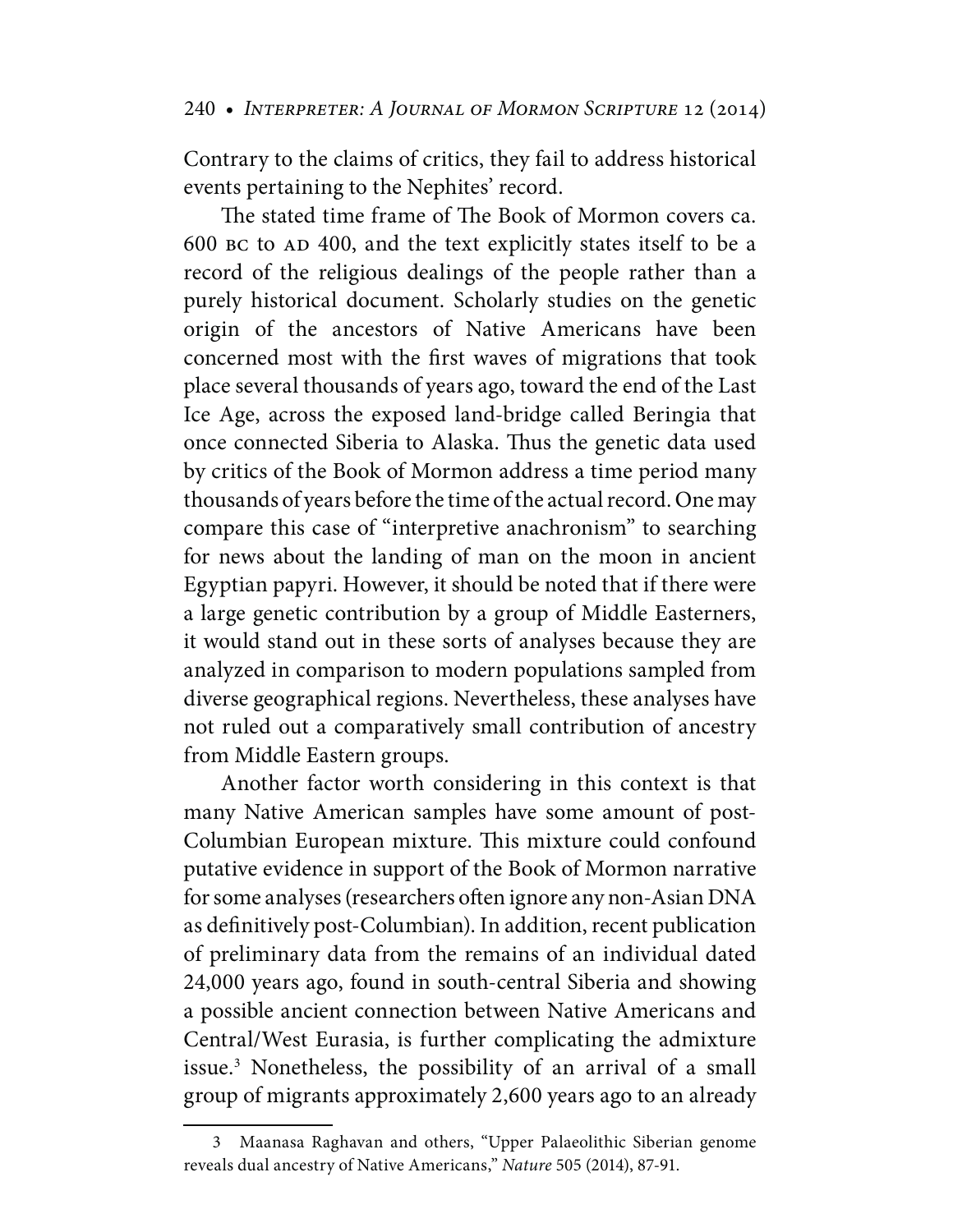Contrary to the claims of critics, they fail to address historical events pertaining to the Nephites' record.

The stated time frame of The Book of Mormon covers ca. 600 BC to AD 400, and the text explicitly states itself to be a record of the religious dealings of the people rather than a purely historical document. Scholarly studies on the genetic origin of the ancestors of Native Americans have been concerned most with the first waves of migrations that took place several thousands of years ago, toward the end of the Last Ice Age, across the exposed land-bridge called Beringia that once connected Siberia to Alaska. Thus the genetic data used by critics of the Book of Mormon address a time period many thousands of years before the time of the actual record. One may compare this case of "interpretive anachronism" to searching for news about the landing of man on the moon in ancient Egyptian papyri. However, it should be noted that if there were a large genetic contribution by a group of Middle Easterners, it would stand out in these sorts of analyses because they are analyzed in comparison to modern populations sampled from diverse geographical regions. Nevertheless, these analyses have not ruled out a comparatively small contribution of ancestry from Middle Eastern groups.

Another factor worth considering in this context is that many Native American samples have some amount of post-Columbian European mixture. This mixture could confound putative evidence in support of the Book of Mormon narrative for some analyses (researchers often ignore any non-Asian DNA as definitively post-Columbian). In addition, recent publication of preliminary data from the remains of an individual dated 24,000 years ago, found in south-central Siberia and showing a possible ancient connection between Native Americans and Central/West Eurasia, is further complicating the admixture issue.[3] Nonetheless, the possibility of an arrival of a small group of migrants approximately 2,600 years ago to an already

---

3 Maanasa Raghavan and others, "Upper Palaeolithic Siberian genome reveals dual ancestry of Native Americans," *Nature* 505 (2014), 87-91.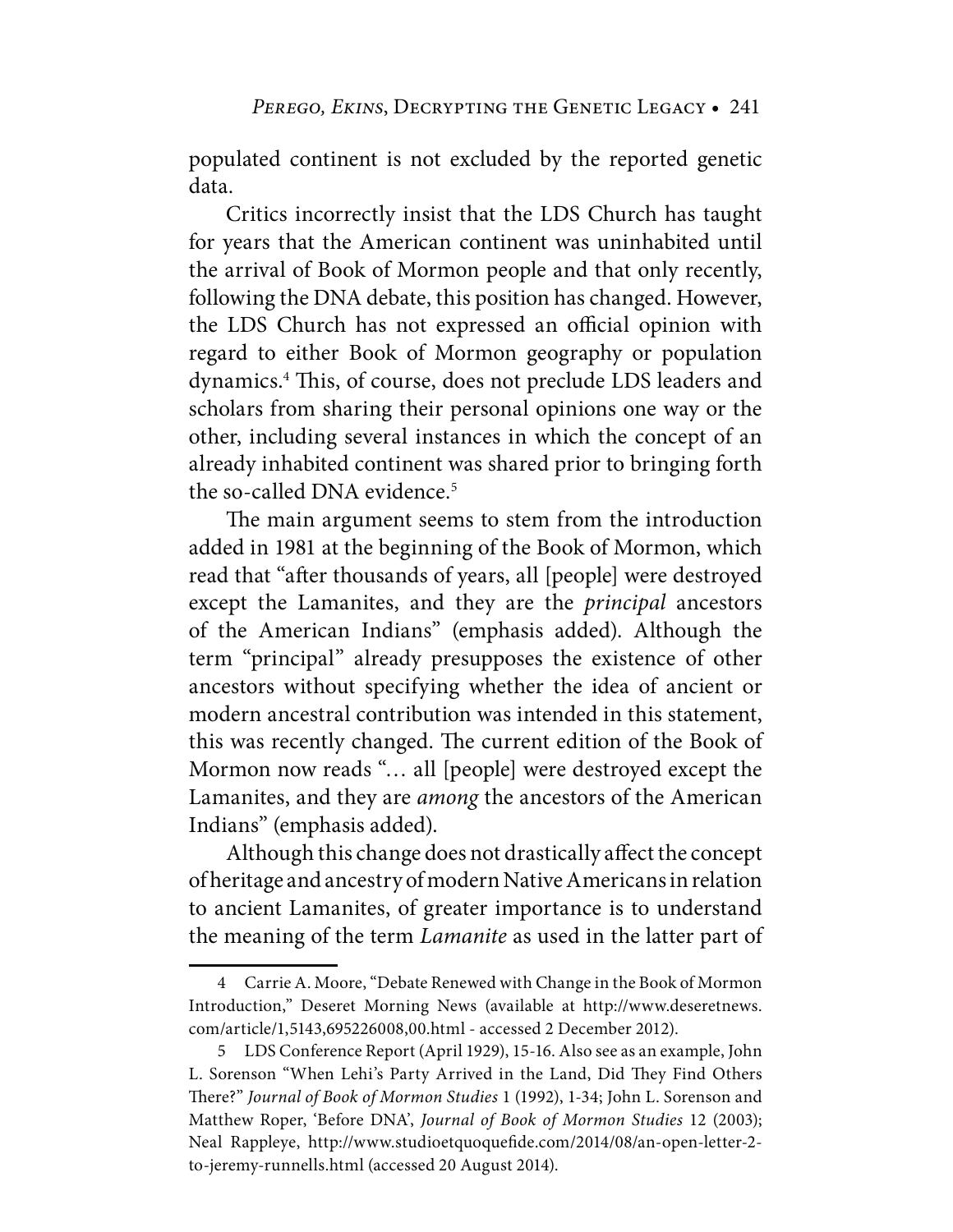populated continent is not excluded by the reported genetic data.

Critics incorrectly insist that the LDS Church has taught for years that the American continent was uninhabited until the arrival of Book of Mormon people and that only recently, following the DNA debate, this position has changed. However, the LDS Church has not expressed an official opinion with regard to either Book of Mormon geography or population dynamics.[4] This, of course, does not preclude LDS leaders and scholars from sharing their personal opinions one way or the other, including several instances in which the concept of an already inhabited continent was shared prior to bringing forth the so-called DNA evidence.[5]

The main argument seems to stem from the introduction added in 1981 at the beginning of the Book of Mormon, which read that "after thousands of years, all [people] were destroyed except the Lamanites, and they are the *principal* ancestors of the American Indians" (emphasis added). Although the term "principal" already presupposes the existence of other ancestors without specifying whether the idea of ancient or modern ancestral contribution was intended in this statement, this was recently changed. The current edition of the Book of Mormon now reads "… all [people] were destroyed except the Lamanites, and they are *among* the ancestors of the American Indians" (emphasis added).

Although this change does not drastically affect the concept of heritage and ancestry of modern Native Americans in relation to ancient Lamanites, of greater importance is to understand the meaning of the term *Lamanite* as used in the latter part of

---

4 Carrie A. Moore, "Debate Renewed with Change in the Book of Mormon Introduction," Deseret Morning News (available at http://www.deseretnews.com/article/1,5143,695226008,00.html - accessed 2 December 2012).

5 LDS Conference Report (April 1929), 15-16. Also see as an example, John L. Sorenson "When Lehi's Party Arrived in the Land, Did They Find Others There?" *Journal of Book of Mormon Studies* 1 (1992), 1-34; John L. Sorenson and Matthew Roper, 'Before DNA', *Journal of Book of Mormon Studies* 12 (2003); Neal Rappleye, http://www.studioetquoquefide.com/2014/08/an-open-letter-2-to-jeremy-runnells.html (accessed 20 August 2014).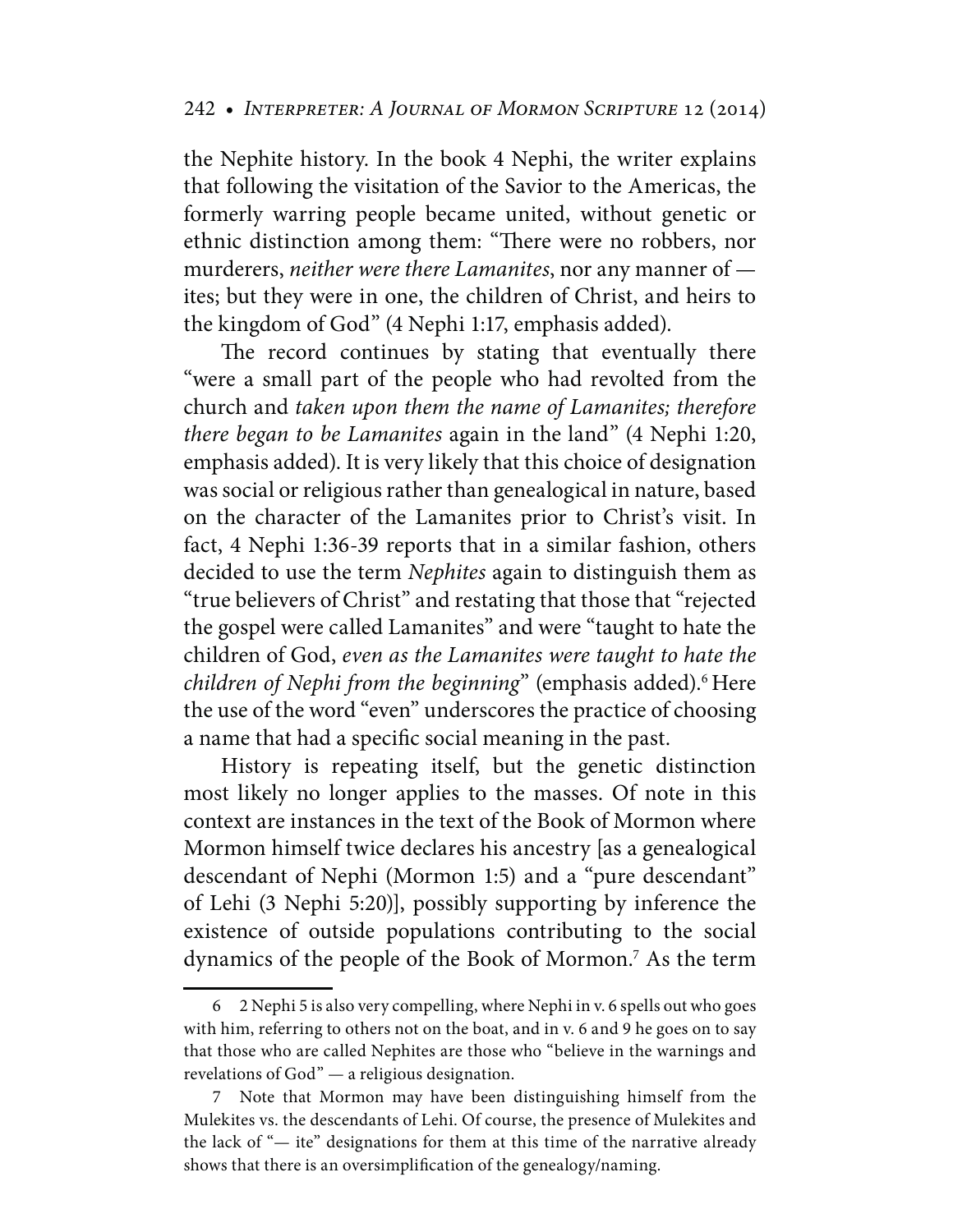the Nephite history. In the book 4 Nephi, the writer explains that following the visitation of the Savior to the Americas, the formerly warring people became united, without genetic or ethnic distinction among them: "There were no robbers, nor murderers, *neither were there Lamanites*, nor any manner of — ites; but they were in one, the children of Christ, and heirs to the kingdom of God" (4 Nephi 1:17, emphasis added).

The record continues by stating that eventually there "were a small part of the people who had revolted from the church and *taken upon them the name of Lamanites; therefore there began to be Lamanites* again in the land" (4 Nephi 1:20, emphasis added). It is very likely that this choice of designation was social or religious rather than genealogical in nature, based on the character of the Lamanites prior to Christ's visit. In fact, 4 Nephi 1:36-39 reports that in a similar fashion, others decided to use the term *Nephites* again to distinguish them as "true believers of Christ" and restating that those that "rejected the gospel were called Lamanites" and were "taught to hate the children of God, *even as the Lamanites were taught to hate the children of Nephi from the beginning*" (emphasis added).[6] Here the use of the word "even" underscores the practice of choosing a name that had a specific social meaning in the past.

History is repeating itself, but the genetic distinction most likely no longer applies to the masses. Of note in this context are instances in the text of the Book of Mormon where Mormon himself twice declares his ancestry [as a genealogical descendant of Nephi (Mormon 1:5) and a "pure descendant" of Lehi (3 Nephi 5:20)], possibly supporting by inference the existence of outside populations contributing to the social dynamics of the people of the Book of Mormon.[7] As the term

---

6 2 Nephi 5 is also very compelling, where Nephi in v. 6 spells out who goes with him, referring to others not on the boat, and in v. 6 and 9 he goes on to say that those who are called Nephites are those who "believe in the warnings and revelations of God" — a religious designation.

7 Note that Mormon may have been distinguishing himself from the Mulekites vs. the descendants of Lehi. Of course, the presence of Mulekites and the lack of "— ite" designations for them at this time of the narrative already shows that there is an oversimplification of the genealogy/naming.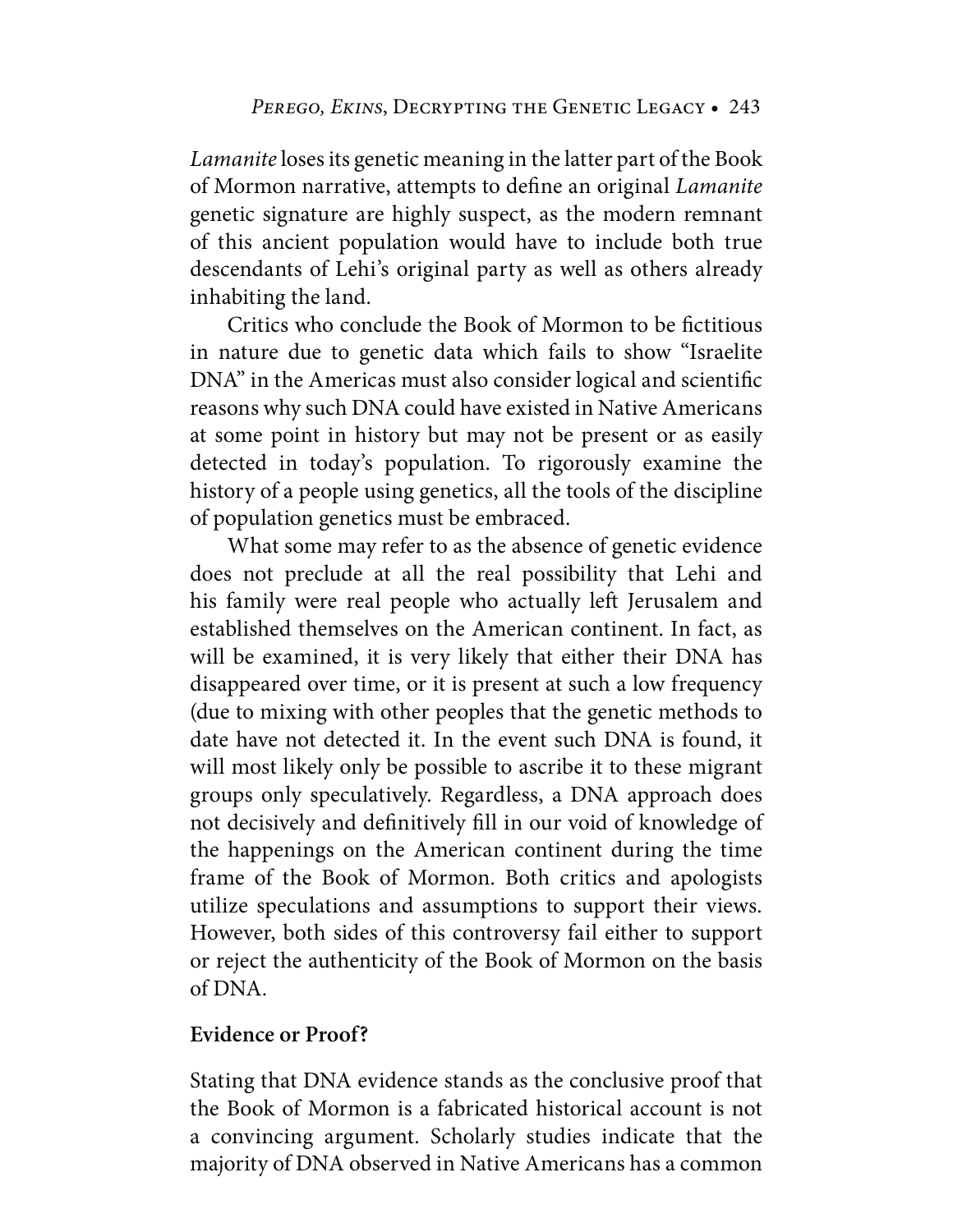*Lamanite* loses its genetic meaning in the latter part of the Book of Mormon narrative, attempts to define an original *Lamanite* genetic signature are highly suspect, as the modern remnant of this ancient population would have to include both true descendants of Lehi's original party as well as others already inhabiting the land.

Critics who conclude the Book of Mormon to be fictitious in nature due to genetic data which fails to show "Israelite DNA" in the Americas must also consider logical and scientific reasons why such DNA could have existed in Native Americans at some point in history but may not be present or as easily detected in today's population. To rigorously examine the history of a people using genetics, all the tools of the discipline of population genetics must be embraced.

What some may refer to as the absence of genetic evidence does not preclude at all the real possibility that Lehi and his family were real people who actually left Jerusalem and established themselves on the American continent. In fact, as will be examined, it is very likely that either their DNA has disappeared over time, or it is present at such a low frequency (due to mixing with other peoples that the genetic methods to date have not detected it. In the event such DNA is found, it will most likely only be possible to ascribe it to these migrant groups only speculatively. Regardless, a DNA approach does not decisively and definitively fill in our void of knowledge of the happenings on the American continent during the time frame of the Book of Mormon. Both critics and apologists utilize speculations and assumptions to support their views. However, both sides of this controversy fail either to support or reject the authenticity of the Book of Mormon on the basis of DNA.

**Evidence or Proof?**

Stating that DNA evidence stands as the conclusive proof that the Book of Mormon is a fabricated historical account is not a convincing argument. Scholarly studies indicate that the majority of DNA observed in Native Americans has a common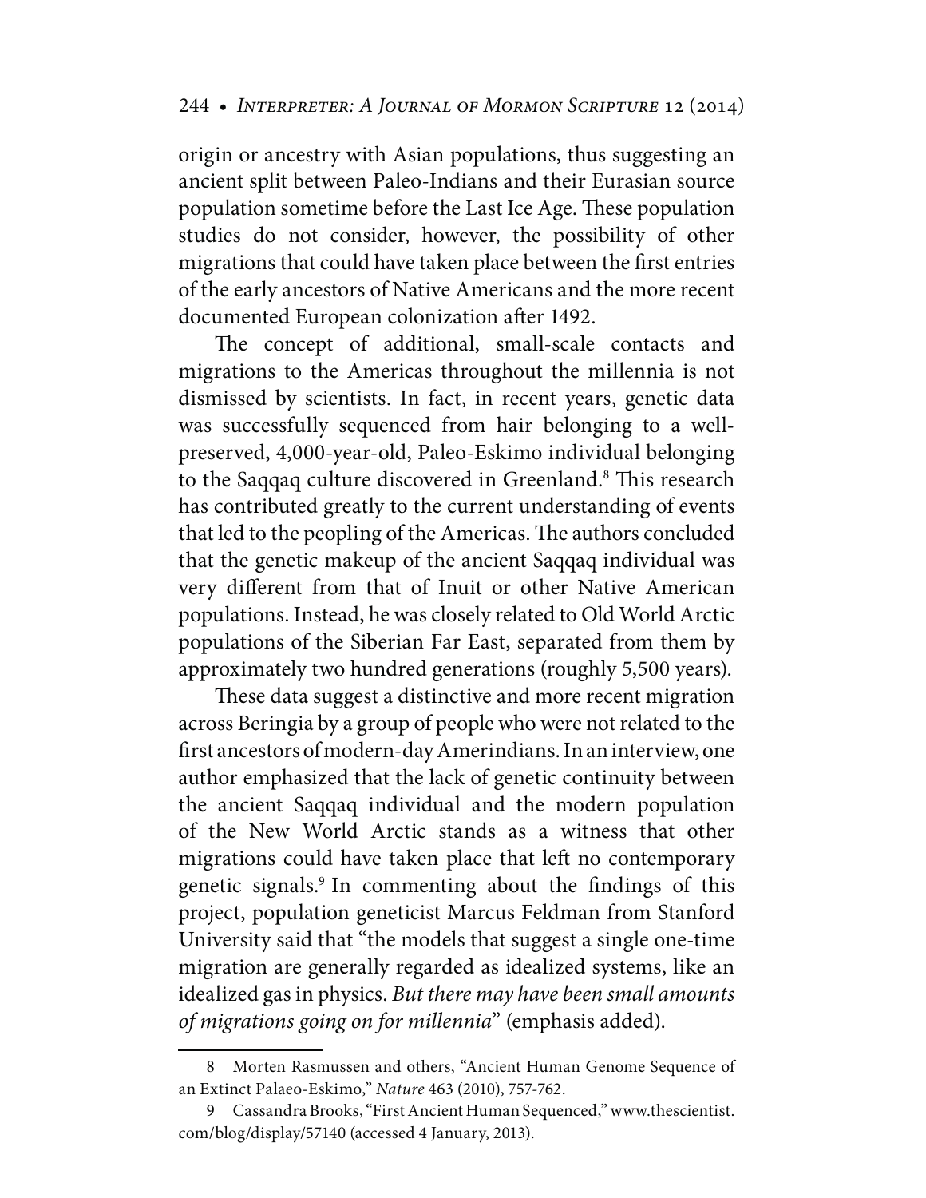origin or ancestry with Asian populations, thus suggesting an ancient split between Paleo-Indians and their Eurasian source population sometime before the Last Ice Age. These population studies do not consider, however, the possibility of other migrations that could have taken place between the first entries of the early ancestors of Native Americans and the more recent documented European colonization after 1492.

The concept of additional, small-scale contacts and migrations to the Americas throughout the millennia is not dismissed by scientists. In fact, in recent years, genetic data was successfully sequenced from hair belonging to a well-preserved, 4,000-year-old, Paleo-Eskimo individual belonging to the Saqqaq culture discovered in Greenland.[8] This research has contributed greatly to the current understanding of events that led to the peopling of the Americas. The authors concluded that the genetic makeup of the ancient Saqqaq individual was very different from that of Inuit or other Native American populations. Instead, he was closely related to Old World Arctic populations of the Siberian Far East, separated from them by approximately two hundred generations (roughly 5,500 years).

These data suggest a distinctive and more recent migration across Beringia by a group of people who were not related to the first ancestors of modern-day Amerindians. In an interview, one author emphasized that the lack of genetic continuity between the ancient Saqqaq individual and the modern population of the New World Arctic stands as a witness that other migrations could have taken place that left no contemporary genetic signals.[9] In commenting about the findings of this project, population geneticist Marcus Feldman from Stanford University said that "the models that suggest a single one-time migration are generally regarded as idealized systems, like an idealized gas in physics. *But there may have been small amounts of migrations going on for millennia*" (emphasis added).

---

8 Morten Rasmussen and others, "Ancient Human Genome Sequence of an Extinct Palaeo-Eskimo," *Nature* 463 (2010), 757-762.

9 Cassandra Brooks, "First Ancient Human Sequenced," www.thescientist.com/blog/display/57140 (accessed 4 January, 2013).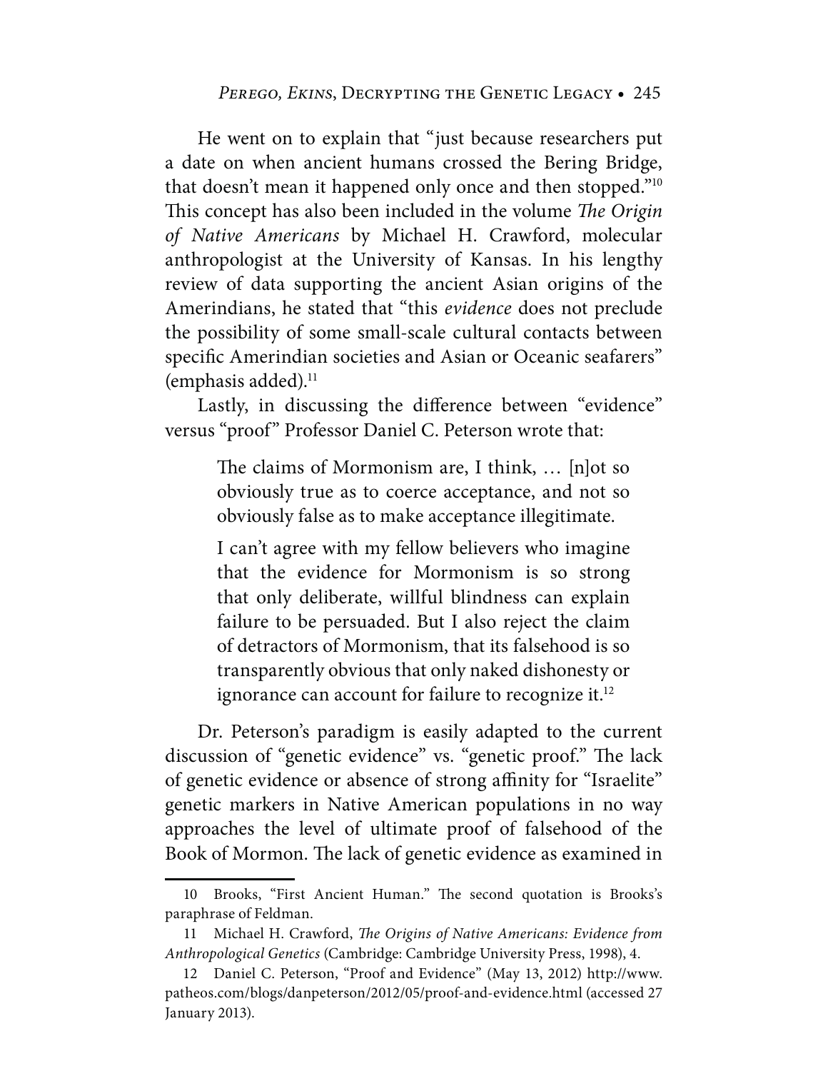He went on to explain that "just because researchers put a date on when ancient humans crossed the Bering Bridge, that doesn't mean it happened only once and then stopped."[10] This concept has also been included in the volume *The Origin of Native Americans* by Michael H. Crawford, molecular anthropologist at the University of Kansas. In his lengthy review of data supporting the ancient Asian origins of the Amerindians, he stated that "this *evidence* does not preclude the possibility of some small-scale cultural contacts between specific Amerindian societies and Asian or Oceanic seafarers" (emphasis added).[11]

Lastly, in discussing the difference between "evidence" versus "proof" Professor Daniel C. Peterson wrote that:

> The claims of Mormonism are, I think, … [n]ot so obviously true as to coerce acceptance, and not so obviously false as to make acceptance illegitimate.
>
> I can't agree with my fellow believers who imagine that the evidence for Mormonism is so strong that only deliberate, willful blindness can explain failure to be persuaded. But I also reject the claim of detractors of Mormonism, that its falsehood is so transparently obvious that only naked dishonesty or ignorance can account for failure to recognize it.[12]

Dr. Peterson's paradigm is easily adapted to the current discussion of "genetic evidence" vs. "genetic proof." The lack of genetic evidence or absence of strong affinity for "Israelite" genetic markers in Native American populations in no way approaches the level of ultimate proof of falsehood of the Book of Mormon. The lack of genetic evidence as examined in

---

10 Brooks, "First Ancient Human." The second quotation is Brooks's paraphrase of Feldman.

11 Michael H. Crawford, *The Origins of Native Americans: Evidence from Anthropological Genetics* (Cambridge: Cambridge University Press, 1998), 4.

12 Daniel C. Peterson, "Proof and Evidence" (May 13, 2012) http://www.patheos.com/blogs/danpeterson/2012/05/proof-and-evidence.html (accessed 27 January 2013).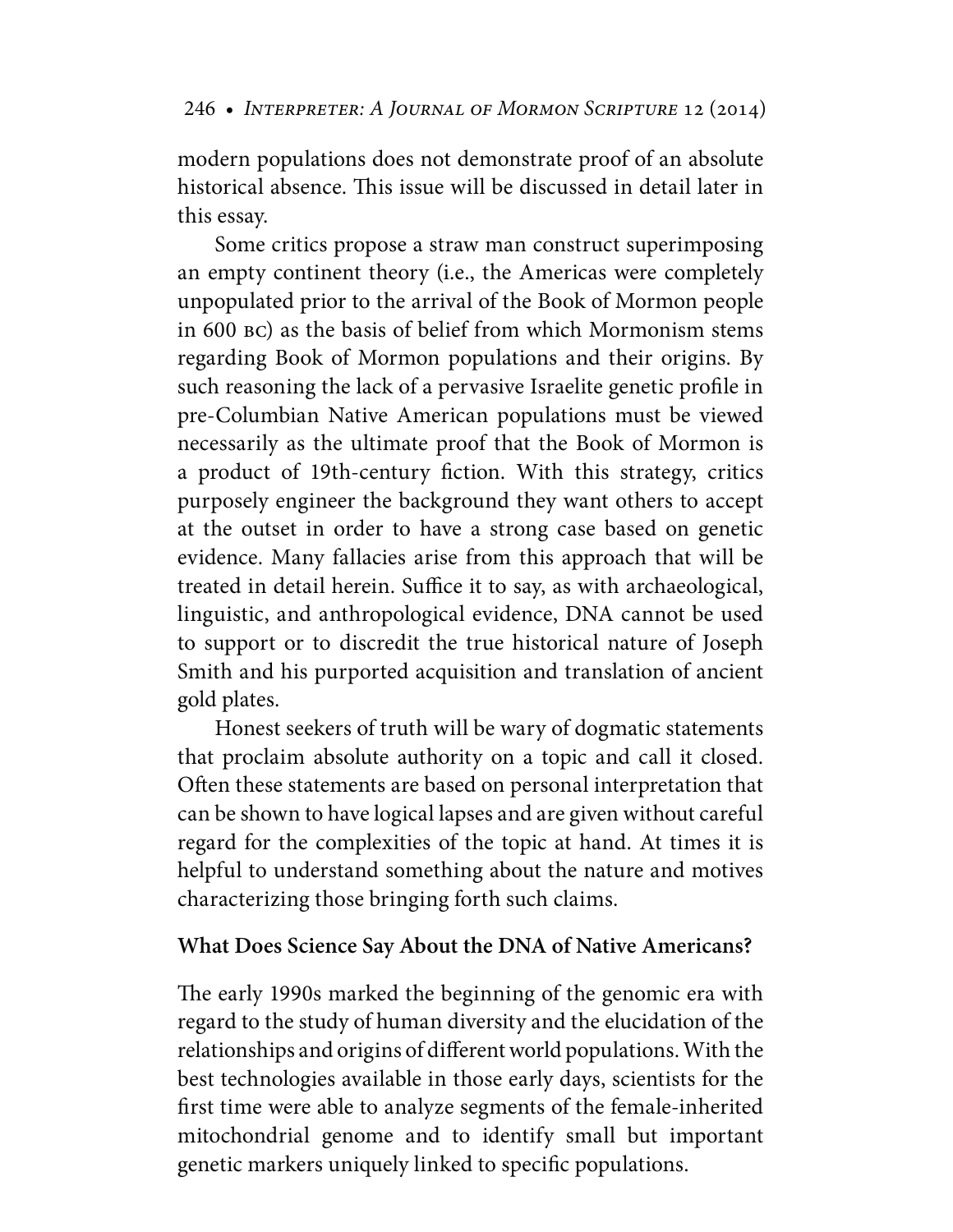modern populations does not demonstrate proof of an absolute historical absence. This issue will be discussed in detail later in this essay.

Some critics propose a straw man construct superimposing an empty continent theory (i.e., the Americas were completely unpopulated prior to the arrival of the Book of Mormon people in 600 BC) as the basis of belief from which Mormonism stems regarding Book of Mormon populations and their origins. By such reasoning the lack of a pervasive Israelite genetic profile in pre-Columbian Native American populations must be viewed necessarily as the ultimate proof that the Book of Mormon is a product of 19th-century fiction. With this strategy, critics purposely engineer the background they want others to accept at the outset in order to have a strong case based on genetic evidence. Many fallacies arise from this approach that will be treated in detail herein. Suffice it to say, as with archaeological, linguistic, and anthropological evidence, DNA cannot be used to support or to discredit the true historical nature of Joseph Smith and his purported acquisition and translation of ancient gold plates.

Honest seekers of truth will be wary of dogmatic statements that proclaim absolute authority on a topic and call it closed. Often these statements are based on personal interpretation that can be shown to have logical lapses and are given without careful regard for the complexities of the topic at hand. At times it is helpful to understand something about the nature and motives characterizing those bringing forth such claims.

## What Does Science Say About the DNA of Native Americans?

The early 1990s marked the beginning of the genomic era with regard to the study of human diversity and the elucidation of the relationships and origins of different world populations. With the best technologies available in those early days, scientists for the first time were able to analyze segments of the female-inherited mitochondrial genome and to identify small but important genetic markers uniquely linked to specific populations.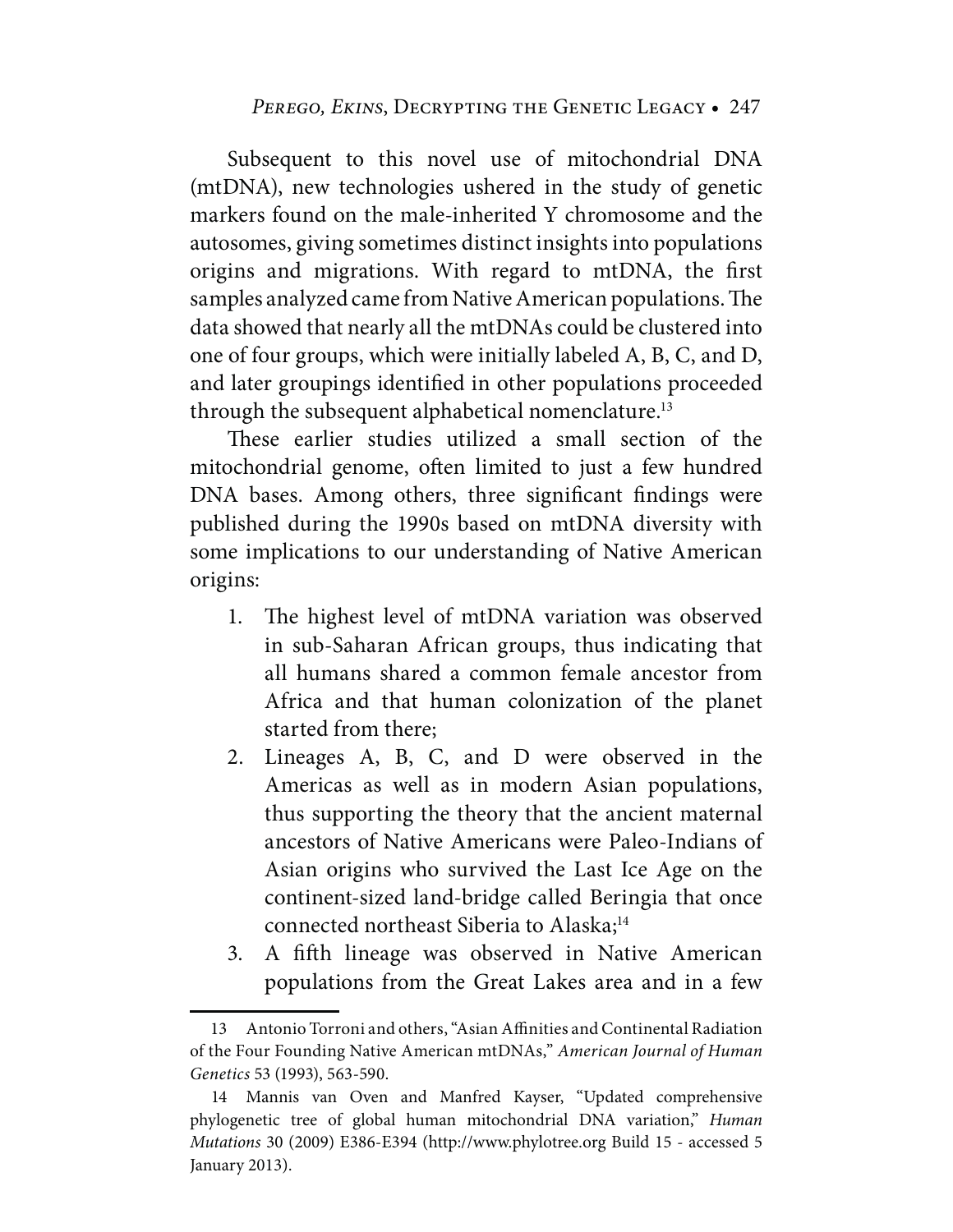Subsequent to this novel use of mitochondrial DNA (mtDNA), new technologies ushered in the study of genetic markers found on the male-inherited Y chromosome and the autosomes, giving sometimes distinct insights into populations origins and migrations. With regard to mtDNA, the first samples analyzed came from Native American populations. The data showed that nearly all the mtDNAs could be clustered into one of four groups, which were initially labeled A, B, C, and D, and later groupings identified in other populations proceeded through the subsequent alphabetical nomenclature.[13]

These earlier studies utilized a small section of the mitochondrial genome, often limited to just a few hundred DNA bases. Among others, three significant findings were published during the 1990s based on mtDNA diversity with some implications to our understanding of Native American origins:

1. The highest level of mtDNA variation was observed in sub-Saharan African groups, thus indicating that all humans shared a common female ancestor from Africa and that human colonization of the planet started from there;
2. Lineages A, B, C, and D were observed in the Americas as well as in modern Asian populations, thus supporting the theory that the ancient maternal ancestors of Native Americans were Paleo-Indians of Asian origins who survived the Last Ice Age on the continent-sized land-bridge called Beringia that once connected northeast Siberia to Alaska;[14]
3. A fifth lineage was observed in Native American populations from the Great Lakes area and in a few

---

13 Antonio Torroni and others, "Asian Affinities and Continental Radiation of the Four Founding Native American mtDNAs," *American Journal of Human Genetics* 53 (1993), 563-590.

14 Mannis van Oven and Manfred Kayser, "Updated comprehensive phylogenetic tree of global human mitochondrial DNA variation," *Human Mutations* 30 (2009) E386-E394 (http://www.phylotree.org Build 15 - accessed 5 January 2013).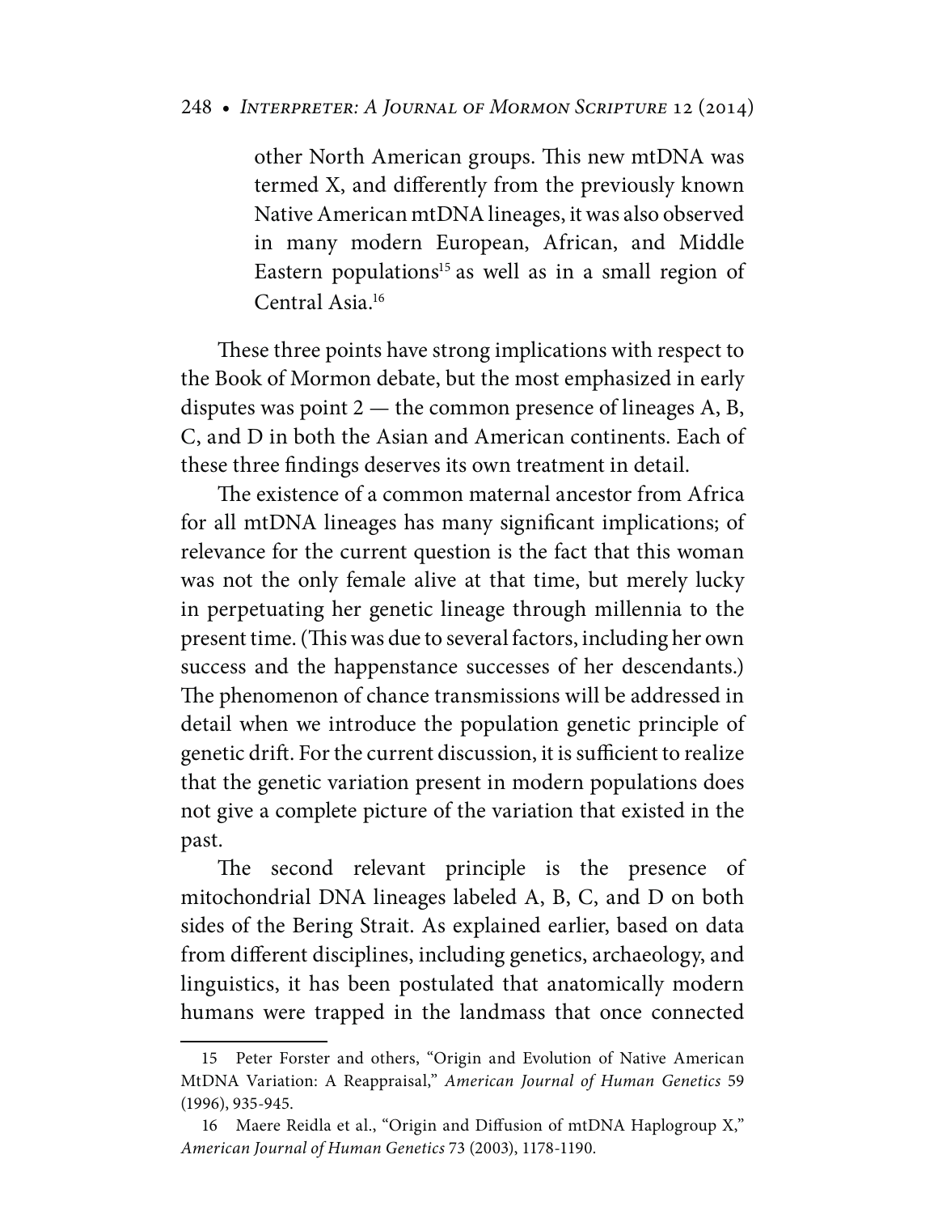> other North American groups. This new mtDNA was termed X, and differently from the previously known Native American mtDNA lineages, it was also observed in many modern European, African, and Middle Eastern populations[15] as well as in a small region of Central Asia.[16]

These three points have strong implications with respect to the Book of Mormon debate, but the most emphasized in early disputes was point 2 — the common presence of lineages A, B, C, and D in both the Asian and American continents. Each of these three findings deserves its own treatment in detail.

The existence of a common maternal ancestor from Africa for all mtDNA lineages has many significant implications; of relevance for the current question is the fact that this woman was not the only female alive at that time, but merely lucky in perpetuating her genetic lineage through millennia to the present time. (This was due to several factors, including her own success and the happenstance successes of her descendants.) The phenomenon of chance transmissions will be addressed in detail when we introduce the population genetic principle of genetic drift. For the current discussion, it is sufficient to realize that the genetic variation present in modern populations does not give a complete picture of the variation that existed in the past.

The second relevant principle is the presence of mitochondrial DNA lineages labeled A, B, C, and D on both sides of the Bering Strait. As explained earlier, based on data from different disciplines, including genetics, archaeology, and linguistics, it has been postulated that anatomically modern humans were trapped in the landmass that once connected

---

15 Peter Forster and others, "Origin and Evolution of Native American MtDNA Variation: A Reappraisal," *American Journal of Human Genetics* 59 (1996), 935-945.

16 Maere Reidla et al., "Origin and Diffusion of mtDNA Haplogroup X," *American Journal of Human Genetics* 73 (2003), 1178-1190.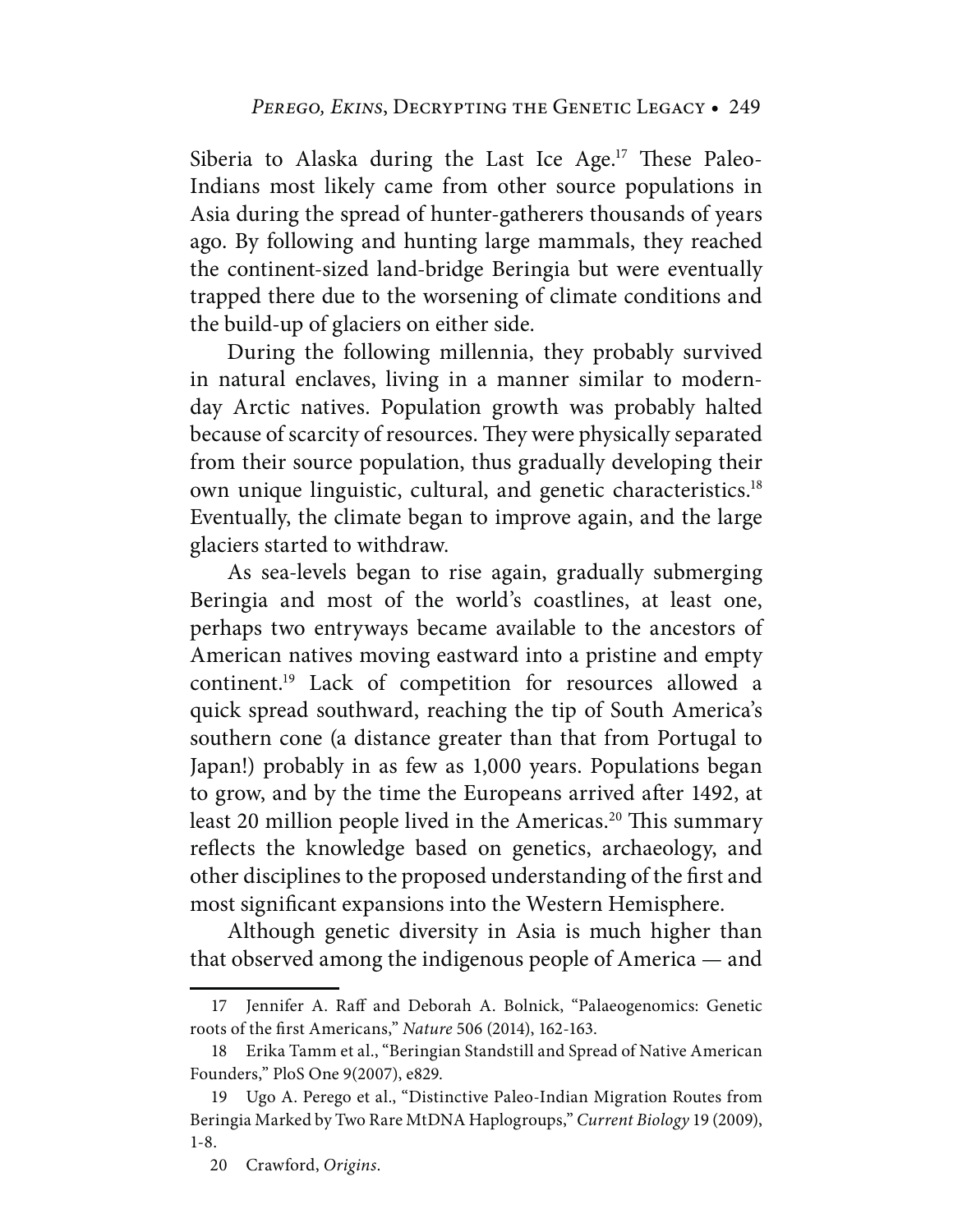Siberia to Alaska during the Last Ice Age.[17] These Paleo-Indians most likely came from other source populations in Asia during the spread of hunter-gatherers thousands of years ago. By following and hunting large mammals, they reached the continent-sized land-bridge Beringia but were eventually trapped there due to the worsening of climate conditions and the build-up of glaciers on either side.

During the following millennia, they probably survived in natural enclaves, living in a manner similar to modern-day Arctic natives. Population growth was probably halted because of scarcity of resources. They were physically separated from their source population, thus gradually developing their own unique linguistic, cultural, and genetic characteristics.[18] Eventually, the climate began to improve again, and the large glaciers started to withdraw.

As sea-levels began to rise again, gradually submerging Beringia and most of the world's coastlines, at least one, perhaps two entryways became available to the ancestors of American natives moving eastward into a pristine and empty continent.[19] Lack of competition for resources allowed a quick spread southward, reaching the tip of South America's southern cone (a distance greater than that from Portugal to Japan!) probably in as few as 1,000 years. Populations began to grow, and by the time the Europeans arrived after 1492, at least 20 million people lived in the Americas.[20] This summary reflects the knowledge based on genetics, archaeology, and other disciplines to the proposed understanding of the first and most significant expansions into the Western Hemisphere.

Although genetic diversity in Asia is much higher than that observed among the indigenous people of America — and

---

17 Jennifer A. Raff and Deborah A. Bolnick, "Palaeogenomics: Genetic roots of the first Americans," *Nature* 506 (2014), 162-163.

18 Erika Tamm et al., "Beringian Standstill and Spread of Native American Founders," PloS One 9(2007), e829.

19 Ugo A. Perego et al., "Distinctive Paleo-Indian Migration Routes from Beringia Marked by Two Rare MtDNA Haplogroups," *Current Biology* 19 (2009), 1-8.

20 Crawford, *Origins*.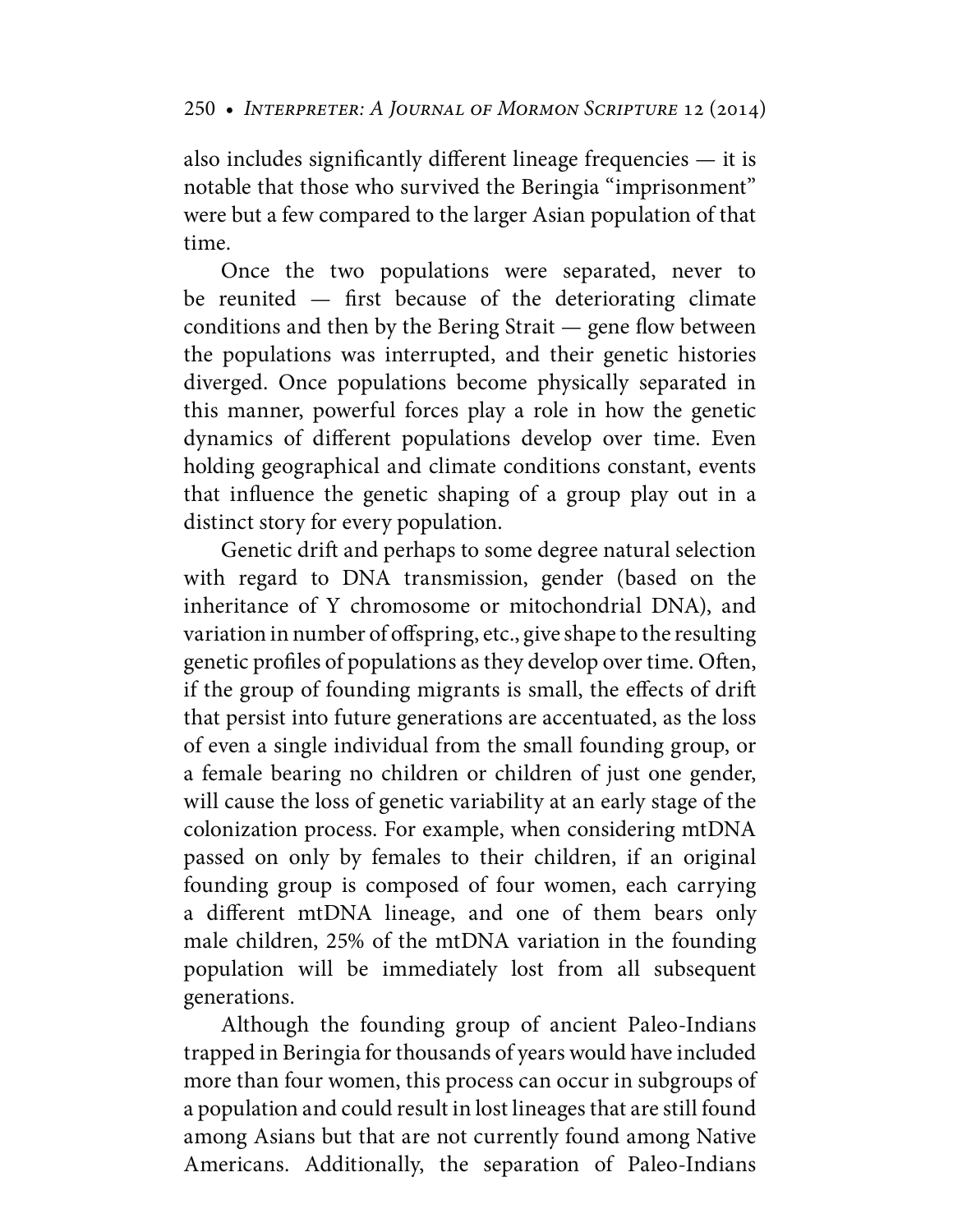also includes significantly different lineage frequencies — it is notable that those who survived the Beringia "imprisonment" were but a few compared to the larger Asian population of that time.

Once the two populations were separated, never to be reunited — first because of the deteriorating climate conditions and then by the Bering Strait — gene flow between the populations was interrupted, and their genetic histories diverged. Once populations become physically separated in this manner, powerful forces play a role in how the genetic dynamics of different populations develop over time. Even holding geographical and climate conditions constant, events that influence the genetic shaping of a group play out in a distinct story for every population.

Genetic drift and perhaps to some degree natural selection with regard to DNA transmission, gender (based on the inheritance of Y chromosome or mitochondrial DNA), and variation in number of offspring, etc., give shape to the resulting genetic profiles of populations as they develop over time. Often, if the group of founding migrants is small, the effects of drift that persist into future generations are accentuated, as the loss of even a single individual from the small founding group, or a female bearing no children or children of just one gender, will cause the loss of genetic variability at an early stage of the colonization process. For example, when considering mtDNA passed on only by females to their children, if an original founding group is composed of four women, each carrying a different mtDNA lineage, and one of them bears only male children, 25% of the mtDNA variation in the founding population will be immediately lost from all subsequent generations.

Although the founding group of ancient Paleo-Indians trapped in Beringia for thousands of years would have included more than four women, this process can occur in subgroups of a population and could result in lost lineages that are still found among Asians but that are not currently found among Native Americans. Additionally, the separation of Paleo-Indians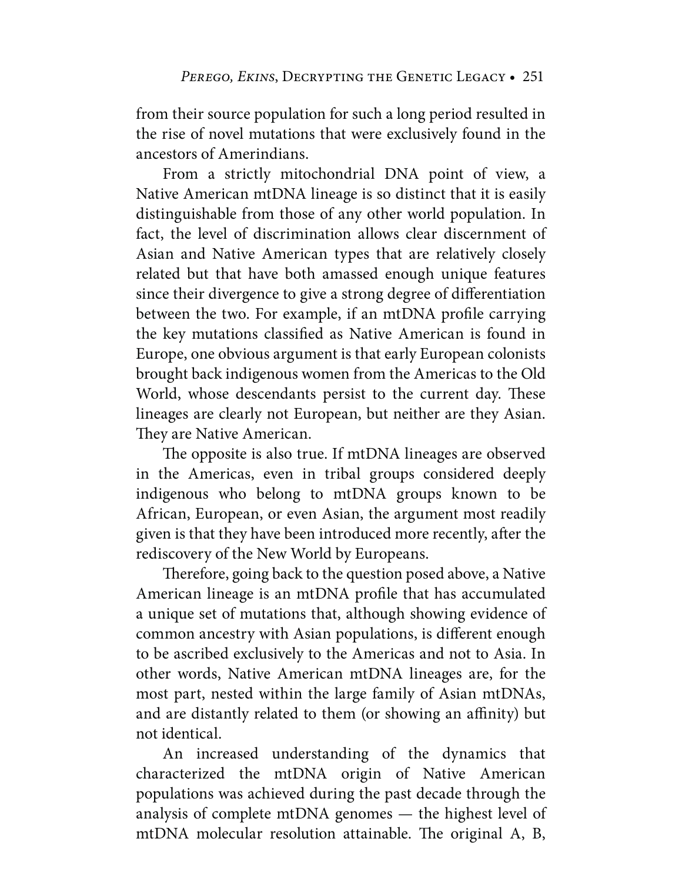from their source population for such a long period resulted in the rise of novel mutations that were exclusively found in the ancestors of Amerindians.

From a strictly mitochondrial DNA point of view, a Native American mtDNA lineage is so distinct that it is easily distinguishable from those of any other world population. In fact, the level of discrimination allows clear discernment of Asian and Native American types that are relatively closely related but that have both amassed enough unique features since their divergence to give a strong degree of differentiation between the two. For example, if an mtDNA profile carrying the key mutations classified as Native American is found in Europe, one obvious argument is that early European colonists brought back indigenous women from the Americas to the Old World, whose descendants persist to the current day. These lineages are clearly not European, but neither are they Asian. They are Native American.

The opposite is also true. If mtDNA lineages are observed in the Americas, even in tribal groups considered deeply indigenous who belong to mtDNA groups known to be African, European, or even Asian, the argument most readily given is that they have been introduced more recently, after the rediscovery of the New World by Europeans.

Therefore, going back to the question posed above, a Native American lineage is an mtDNA profile that has accumulated a unique set of mutations that, although showing evidence of common ancestry with Asian populations, is different enough to be ascribed exclusively to the Americas and not to Asia. In other words, Native American mtDNA lineages are, for the most part, nested within the large family of Asian mtDNAs, and are distantly related to them (or showing an affinity) but not identical.

An increased understanding of the dynamics that characterized the mtDNA origin of Native American populations was achieved during the past decade through the analysis of complete mtDNA genomes — the highest level of mtDNA molecular resolution attainable. The original A, B,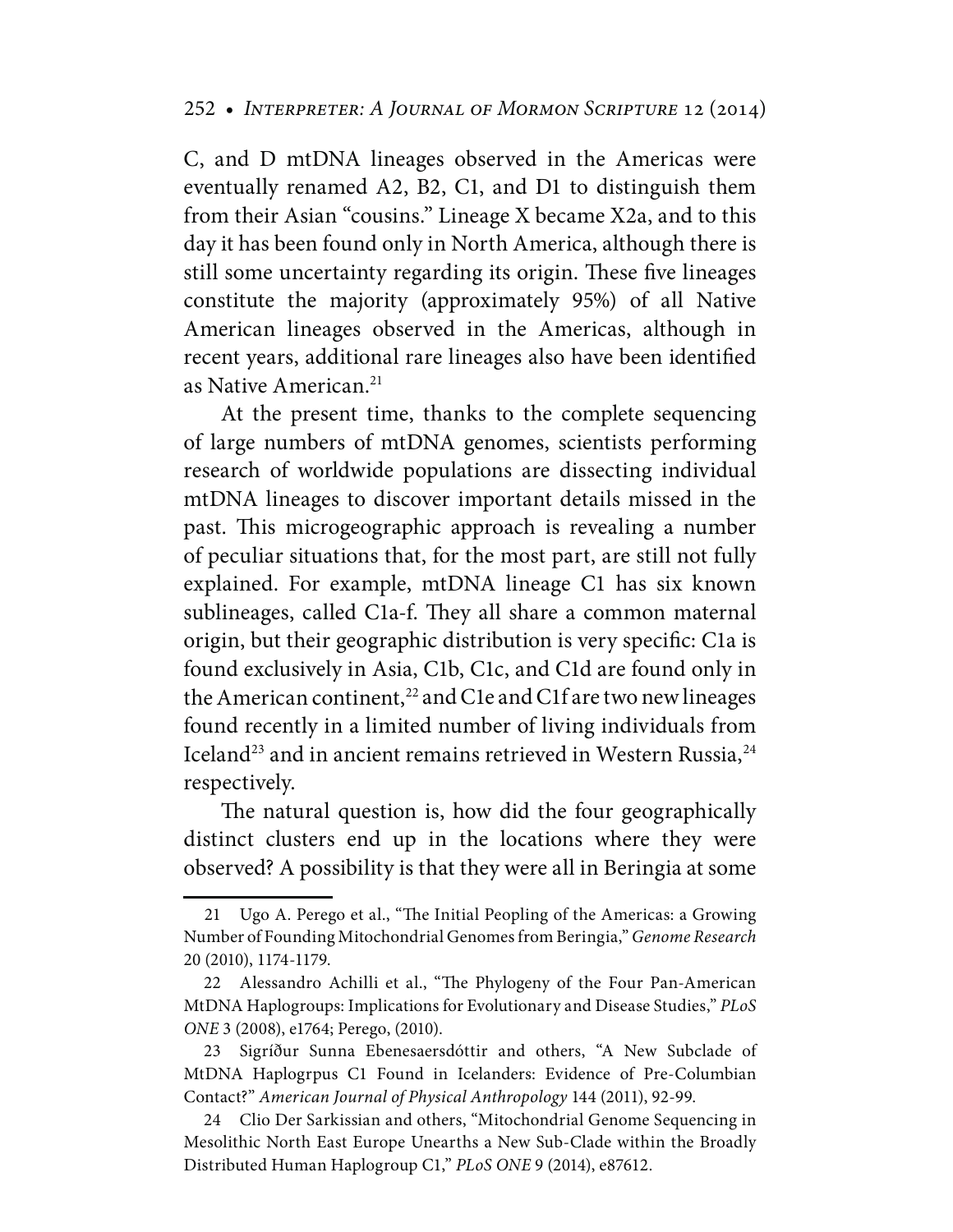C, and D mtDNA lineages observed in the Americas were eventually renamed A2, B2, C1, and D1 to distinguish them from their Asian "cousins." Lineage X became X2a, and to this day it has been found only in North America, although there is still some uncertainty regarding its origin. These five lineages constitute the majority (approximately 95%) of all Native American lineages observed in the Americas, although in recent years, additional rare lineages also have been identified as Native American.[21]

At the present time, thanks to the complete sequencing of large numbers of mtDNA genomes, scientists performing research of worldwide populations are dissecting individual mtDNA lineages to discover important details missed in the past. This microgeographic approach is revealing a number of peculiar situations that, for the most part, are still not fully explained. For example, mtDNA lineage C1 has six known sublineages, called C1a-f. They all share a common maternal origin, but their geographic distribution is very specific: C1a is found exclusively in Asia, C1b, C1c, and C1d are found only in the American continent,[22] and C1e and C1f are two new lineages found recently in a limited number of living individuals from Iceland[23] and in ancient remains retrieved in Western Russia,[24] respectively.

The natural question is, how did the four geographically distinct clusters end up in the locations where they were observed? A possibility is that they were all in Beringia at some

---

21 Ugo A. Perego et al., "The Initial Peopling of the Americas: a Growing Number of Founding Mitochondrial Genomes from Beringia," *Genome Research* 20 (2010), 1174-1179.

22 Alessandro Achilli et al., "The Phylogeny of the Four Pan-American MtDNA Haplogroups: Implications for Evolutionary and Disease Studies," *PLoS ONE* 3 (2008), e1764; Perego, (2010).

23 Sigríður Sunna Ebenesaersdóttir and others, "A New Subclade of MtDNA Haplogrpus C1 Found in Icelanders: Evidence of Pre-Columbian Contact?" *American Journal of Physical Anthropology* 144 (2011), 92-99.

24 Clio Der Sarkissian and others, "Mitochondrial Genome Sequencing in Mesolithic North East Europe Unearths a New Sub-Clade within the Broadly Distributed Human Haplogroup C1," *PLoS ONE* 9 (2014), e87612.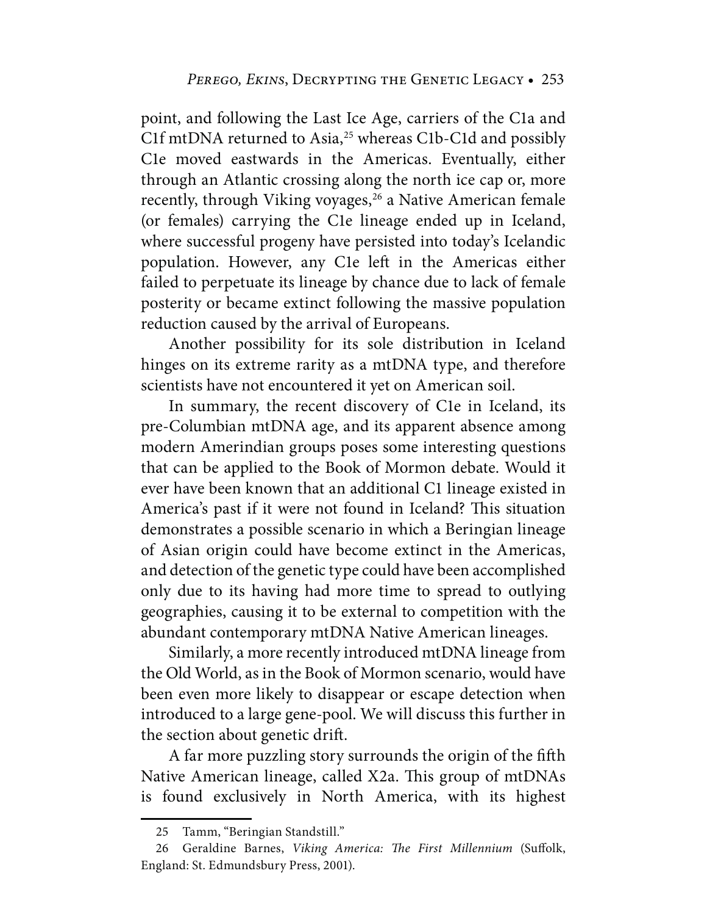point, and following the Last Ice Age, carriers of the C1a and C1f mtDNA returned to Asia,[25] whereas C1b-C1d and possibly C1e moved eastwards in the Americas. Eventually, either through an Atlantic crossing along the north ice cap or, more recently, through Viking voyages,[26] a Native American female (or females) carrying the C1e lineage ended up in Iceland, where successful progeny have persisted into today's Icelandic population. However, any C1e left in the Americas either failed to perpetuate its lineage by chance due to lack of female posterity or became extinct following the massive population reduction caused by the arrival of Europeans.

Another possibility for its sole distribution in Iceland hinges on its extreme rarity as a mtDNA type, and therefore scientists have not encountered it yet on American soil.

In summary, the recent discovery of C1e in Iceland, its pre-Columbian mtDNA age, and its apparent absence among modern Amerindian groups poses some interesting questions that can be applied to the Book of Mormon debate. Would it ever have been known that an additional C1 lineage existed in America's past if it were not found in Iceland? This situation demonstrates a possible scenario in which a Beringian lineage of Asian origin could have become extinct in the Americas, and detection of the genetic type could have been accomplished only due to its having had more time to spread to outlying geographies, causing it to be external to competition with the abundant contemporary mtDNA Native American lineages.

Similarly, a more recently introduced mtDNA lineage from the Old World, as in the Book of Mormon scenario, would have been even more likely to disappear or escape detection when introduced to a large gene-pool. We will discuss this further in the section about genetic drift.

A far more puzzling story surrounds the origin of the fifth Native American lineage, called X2a. This group of mtDNAs is found exclusively in North America, with its highest

---

25 Tamm, "Beringian Standstill."

26 Geraldine Barnes, *Viking America: The First Millennium* (Suffolk, England: St. Edmundsbury Press, 2001).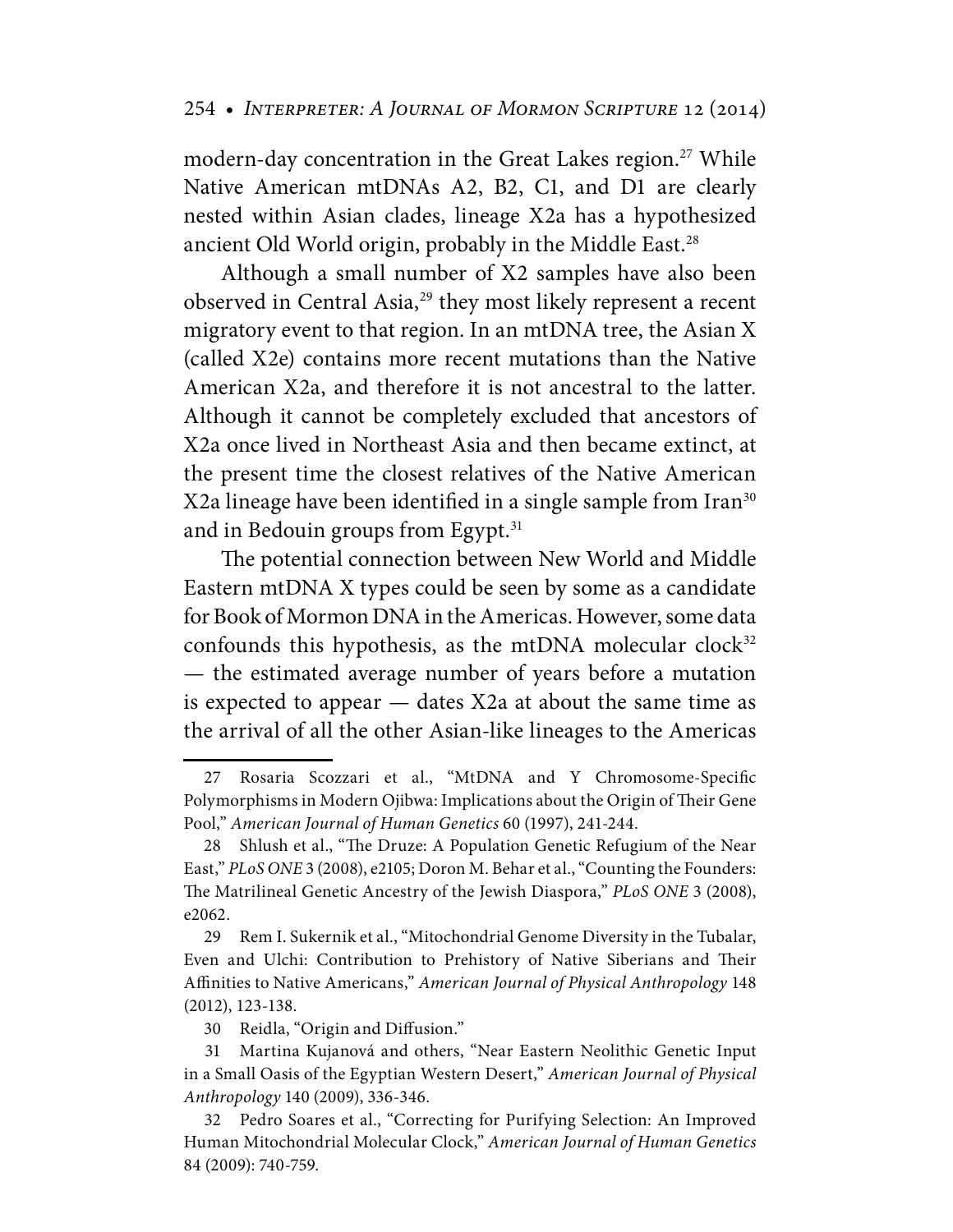modern-day concentration in the Great Lakes region.[27] While Native American mtDNAs A2, B2, C1, and D1 are clearly nested within Asian clades, lineage X2a has a hypothesized ancient Old World origin, probably in the Middle East.[28]

Although a small number of X2 samples have also been observed in Central Asia,[29] they most likely represent a recent migratory event to that region. In an mtDNA tree, the Asian X (called X2e) contains more recent mutations than the Native American X2a, and therefore it is not ancestral to the latter. Although it cannot be completely excluded that ancestors of X2a once lived in Northeast Asia and then became extinct, at the present time the closest relatives of the Native American X2a lineage have been identified in a single sample from Iran[30] and in Bedouin groups from Egypt.[31]

The potential connection between New World and Middle Eastern mtDNA X types could be seen by some as a candidate for Book of Mormon DNA in the Americas. However, some data confounds this hypothesis, as the mtDNA molecular clock[32] — the estimated average number of years before a mutation is expected to appear — dates X2a at about the same time as the arrival of all the other Asian-like lineages to the Americas

---

27 Rosaria Scozzari et al., "MtDNA and Y Chromosome-Specific Polymorphisms in Modern Ojibwa: Implications about the Origin of Their Gene Pool," *American Journal of Human Genetics* 60 (1997), 241-244.

28 Shlush et al., "The Druze: A Population Genetic Refugium of the Near East," *PLoS ONE* 3 (2008), e2105; Doron M. Behar et al., "Counting the Founders: The Matrilineal Genetic Ancestry of the Jewish Diaspora," *PLoS ONE* 3 (2008), e2062.

29 Rem I. Sukernik et al., "Mitochondrial Genome Diversity in the Tubalar, Even and Ulchi: Contribution to Prehistory of Native Siberians and Their Affinities to Native Americans," *American Journal of Physical Anthropology* 148 (2012), 123-138.

30 Reidla, "Origin and Diffusion."

31 Martina Kujanová and others, "Near Eastern Neolithic Genetic Input in a Small Oasis of the Egyptian Western Desert," *American Journal of Physical Anthropology* 140 (2009), 336-346.

32 Pedro Soares et al., "Correcting for Purifying Selection: An Improved Human Mitochondrial Molecular Clock," *American Journal of Human Genetics* 84 (2009): 740-759.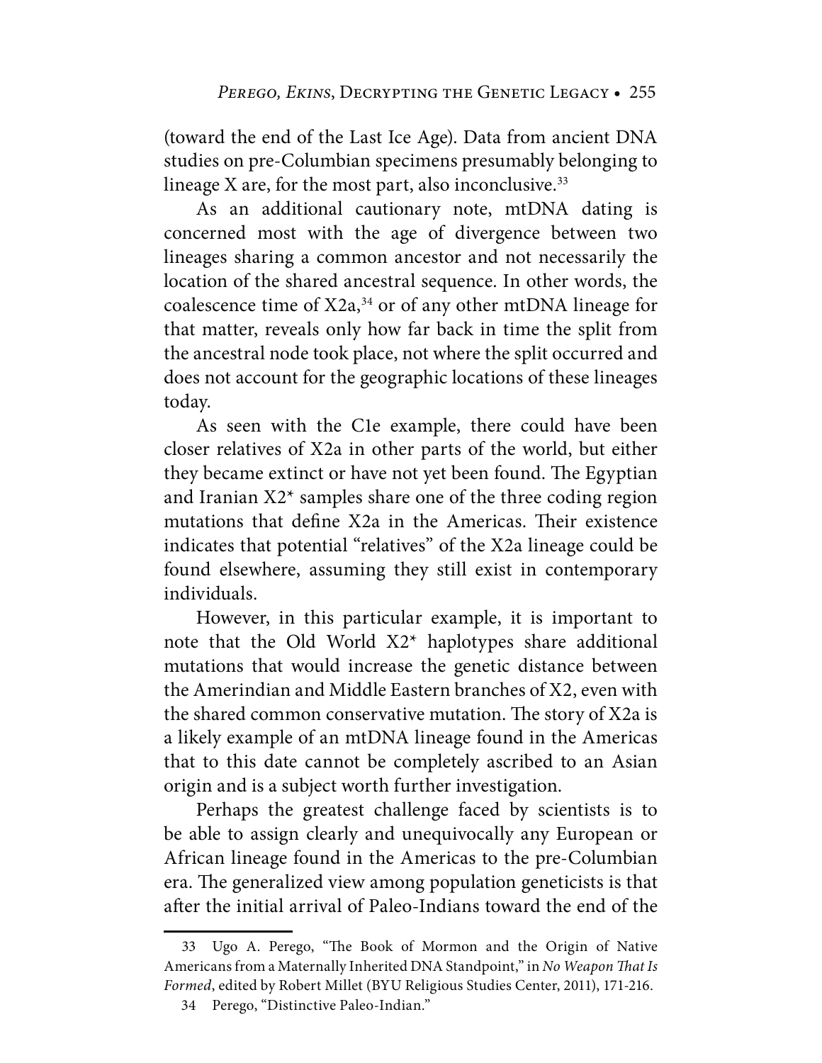(toward the end of the Last Ice Age). Data from ancient DNA studies on pre-Columbian specimens presumably belonging to lineage X are, for the most part, also inconclusive.[33]

As an additional cautionary note, mtDNA dating is concerned most with the age of divergence between two lineages sharing a common ancestor and not necessarily the location of the shared ancestral sequence. In other words, the coalescence time of X2a,[34] or of any other mtDNA lineage for that matter, reveals only how far back in time the split from the ancestral node took place, not where the split occurred and does not account for the geographic locations of these lineages today.

As seen with the C1e example, there could have been closer relatives of X2a in other parts of the world, but either they became extinct or have not yet been found. The Egyptian and Iranian X2* samples share one of the three coding region mutations that define X2a in the Americas. Their existence indicates that potential "relatives" of the X2a lineage could be found elsewhere, assuming they still exist in contemporary individuals.

However, in this particular example, it is important to note that the Old World X2* haplotypes share additional mutations that would increase the genetic distance between the Amerindian and Middle Eastern branches of X2, even with the shared common conservative mutation. The story of X2a is a likely example of an mtDNA lineage found in the Americas that to this date cannot be completely ascribed to an Asian origin and is a subject worth further investigation.

Perhaps the greatest challenge faced by scientists is to be able to assign clearly and unequivocally any European or African lineage found in the Americas to the pre-Columbian era. The generalized view among population geneticists is that after the initial arrival of Paleo-Indians toward the end of the

---

33 Ugo A. Perego, "The Book of Mormon and the Origin of Native Americans from a Maternally Inherited DNA Standpoint," in *No Weapon That Is Formed*, edited by Robert Millet (BYU Religious Studies Center, 2011), 171-216.

34 Perego, "Distinctive Paleo-Indian."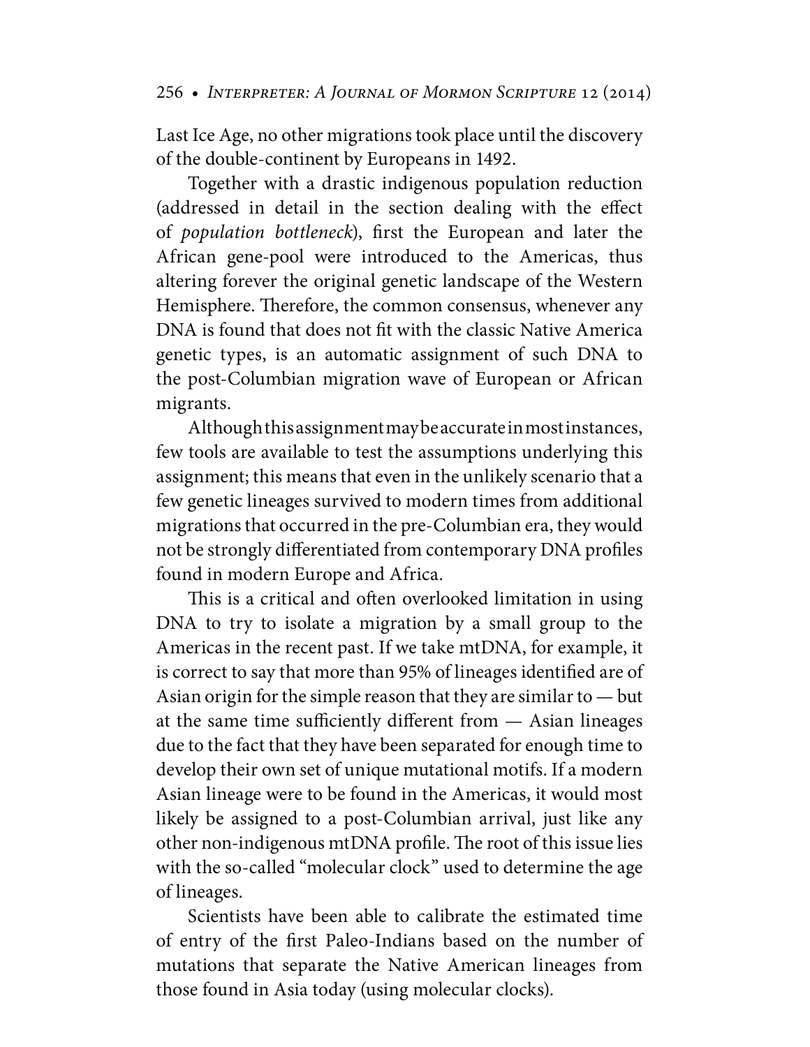Last Ice Age, no other migrations took place until the discovery of the double-continent by Europeans in 1492.

Together with a drastic indigenous population reduction (addressed in detail in the section dealing with the effect of *population bottleneck*), first the European and later the African gene-pool were introduced to the Americas, thus altering forever the original genetic landscape of the Western Hemisphere. Therefore, the common consensus, whenever any DNA is found that does not fit with the classic Native America genetic types, is an automatic assignment of such DNA to the post-Columbian migration wave of European or African migrants.

Although this assignment may be accurate in most instances, few tools are available to test the assumptions underlying this assignment; this means that even in the unlikely scenario that a few genetic lineages survived to modern times from additional migrations that occurred in the pre-Columbian era, they would not be strongly differentiated from contemporary DNA profiles found in modern Europe and Africa.

This is a critical and often overlooked limitation in using DNA to try to isolate a migration by a small group to the Americas in the recent past. If we take mtDNA, for example, it is correct to say that more than 95% of lineages identified are of Asian origin for the simple reason that they are similar to — but at the same time sufficiently different from — Asian lineages due to the fact that they have been separated for enough time to develop their own set of unique mutational motifs. If a modern Asian lineage were to be found in the Americas, it would most likely be assigned to a post-Columbian arrival, just like any other non-indigenous mtDNA profile. The root of this issue lies with the so-called "molecular clock" used to determine the age of lineages.

Scientists have been able to calibrate the estimated time of entry of the first Paleo-Indians based on the number of mutations that separate the Native American lineages from those found in Asia today (using molecular clocks).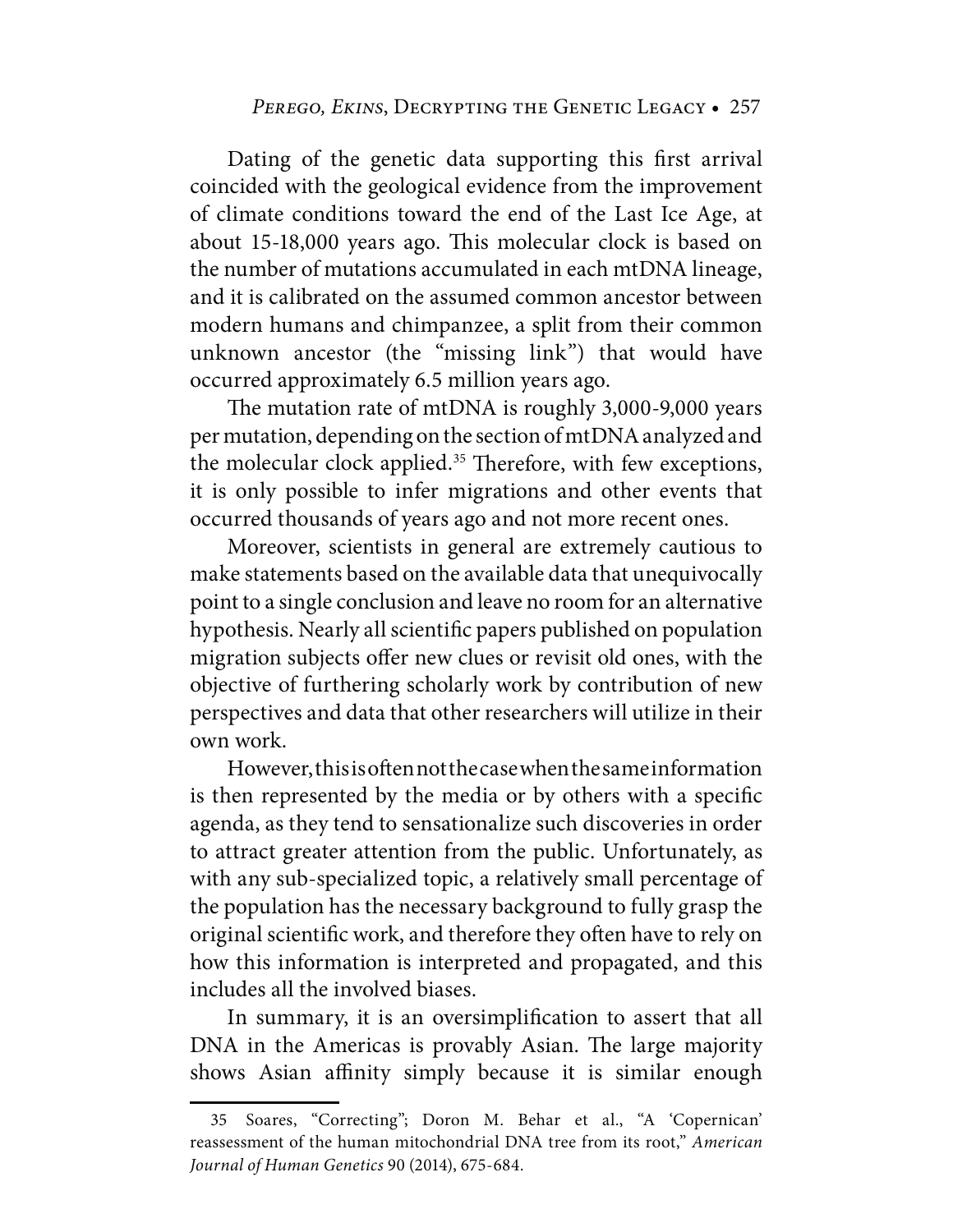Dating of the genetic data supporting this first arrival coincided with the geological evidence from the improvement of climate conditions toward the end of the Last Ice Age, at about 15-18,000 years ago. This molecular clock is based on the number of mutations accumulated in each mtDNA lineage, and it is calibrated on the assumed common ancestor between modern humans and chimpanzee, a split from their common unknown ancestor (the "missing link") that would have occurred approximately 6.5 million years ago.

The mutation rate of mtDNA is roughly 3,000-9,000 years per mutation, depending on the section of mtDNA analyzed and the molecular clock applied.[35] Therefore, with few exceptions, it is only possible to infer migrations and other events that occurred thousands of years ago and not more recent ones.

Moreover, scientists in general are extremely cautious to make statements based on the available data that unequivocally point to a single conclusion and leave no room for an alternative hypothesis. Nearly all scientific papers published on population migration subjects offer new clues or revisit old ones, with the objective of furthering scholarly work by contribution of new perspectives and data that other researchers will utilize in their own work.

However, this is often not the case when the same information is then represented by the media or by others with a specific agenda, as they tend to sensationalize such discoveries in order to attract greater attention from the public. Unfortunately, as with any sub-specialized topic, a relatively small percentage of the population has the necessary background to fully grasp the original scientific work, and therefore they often have to rely on how this information is interpreted and propagated, and this includes all the involved biases.

In summary, it is an oversimplification to assert that all DNA in the Americas is provably Asian. The large majority shows Asian affinity simply because it is similar enough

---

35 Soares, "Correcting"; Doron M. Behar et al., "A 'Copernican' reassessment of the human mitochondrial DNA tree from its root," *American Journal of Human Genetics* 90 (2014), 675-684.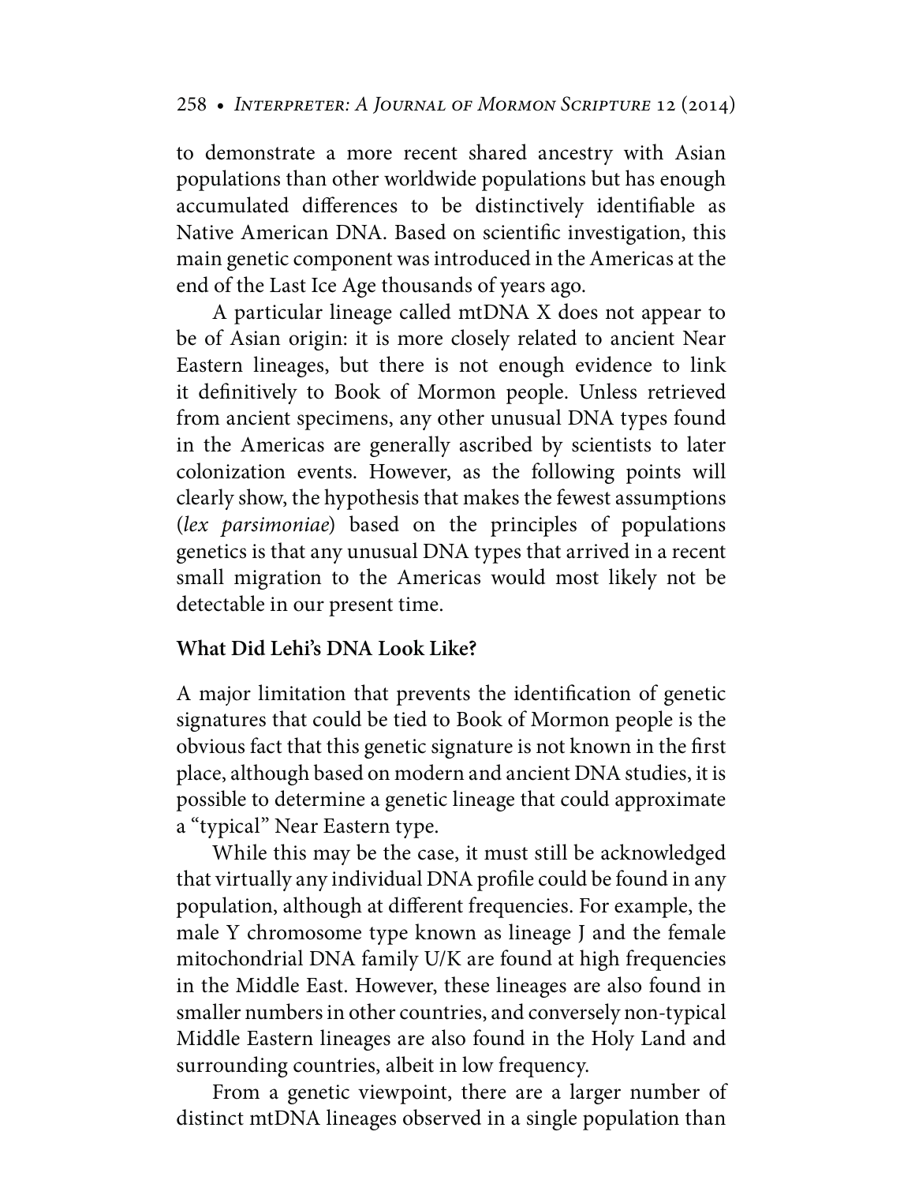to demonstrate a more recent shared ancestry with Asian populations than other worldwide populations but has enough accumulated differences to be distinctively identifiable as Native American DNA. Based on scientific investigation, this main genetic component was introduced in the Americas at the end of the Last Ice Age thousands of years ago.

A particular lineage called mtDNA X does not appear to be of Asian origin: it is more closely related to ancient Near Eastern lineages, but there is not enough evidence to link it definitively to Book of Mormon people. Unless retrieved from ancient specimens, any other unusual DNA types found in the Americas are generally ascribed by scientists to later colonization events. However, as the following points will clearly show, the hypothesis that makes the fewest assumptions (*lex parsimoniae*) based on the principles of populations genetics is that any unusual DNA types that arrived in a recent small migration to the Americas would most likely not be detectable in our present time.

### What Did Lehi's DNA Look Like?

A major limitation that prevents the identification of genetic signatures that could be tied to Book of Mormon people is the obvious fact that this genetic signature is not known in the first place, although based on modern and ancient DNA studies, it is possible to determine a genetic lineage that could approximate a "typical" Near Eastern type.

While this may be the case, it must still be acknowledged that virtually any individual DNA profile could be found in any population, although at different frequencies. For example, the male Y chromosome type known as lineage J and the female mitochondrial DNA family U/K are found at high frequencies in the Middle East. However, these lineages are also found in smaller numbers in other countries, and conversely non-typical Middle Eastern lineages are also found in the Holy Land and surrounding countries, albeit in low frequency.

From a genetic viewpoint, there are a larger number of distinct mtDNA lineages observed in a single population than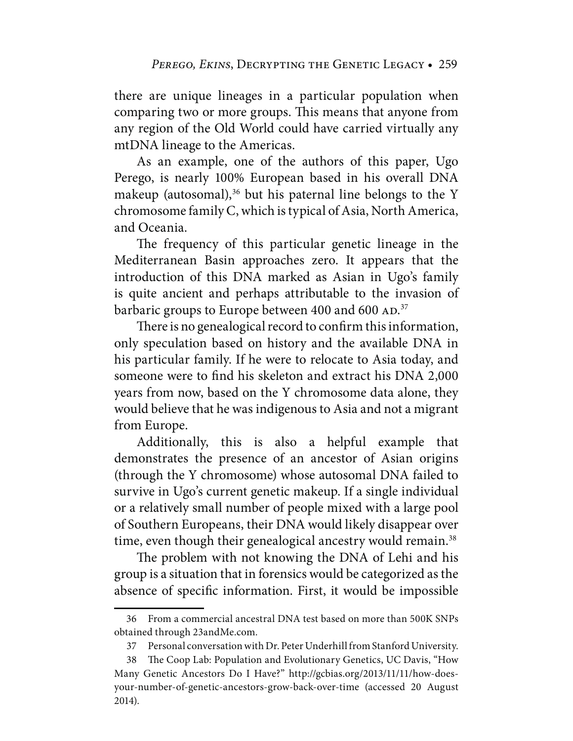there are unique lineages in a particular population when comparing two or more groups. This means that anyone from any region of the Old World could have carried virtually any mtDNA lineage to the Americas.

As an example, one of the authors of this paper, Ugo Perego, is nearly 100% European based in his overall DNA makeup (autosomal),[36] but his paternal line belongs to the Y chromosome family C, which is typical of Asia, North America, and Oceania.

The frequency of this particular genetic lineage in the Mediterranean Basin approaches zero. It appears that the introduction of this DNA marked as Asian in Ugo's family is quite ancient and perhaps attributable to the invasion of barbaric groups to Europe between 400 and 600 AD.[37]

There is no genealogical record to confirm this information, only speculation based on history and the available DNA in his particular family. If he were to relocate to Asia today, and someone were to find his skeleton and extract his DNA 2,000 years from now, based on the Y chromosome data alone, they would believe that he was indigenous to Asia and not a migrant from Europe.

Additionally, this is also a helpful example that demonstrates the presence of an ancestor of Asian origins (through the Y chromosome) whose autosomal DNA failed to survive in Ugo's current genetic makeup. If a single individual or a relatively small number of people mixed with a large pool of Southern Europeans, their DNA would likely disappear over time, even though their genealogical ancestry would remain.[38]

The problem with not knowing the DNA of Lehi and his group is a situation that in forensics would be categorized as the absence of specific information. First, it would be impossible

---

36 From a commercial ancestral DNA test based on more than 500K SNPs obtained through 23andMe.com.

37 Personal conversation with Dr. Peter Underhill from Stanford University.

38 The Coop Lab: Population and Evolutionary Genetics, UC Davis, "How Many Genetic Ancestors Do I Have?" http://gcbias.org/2013/11/11/how-does-your-number-of-genetic-ancestors-grow-back-over-time (accessed 20 August 2014).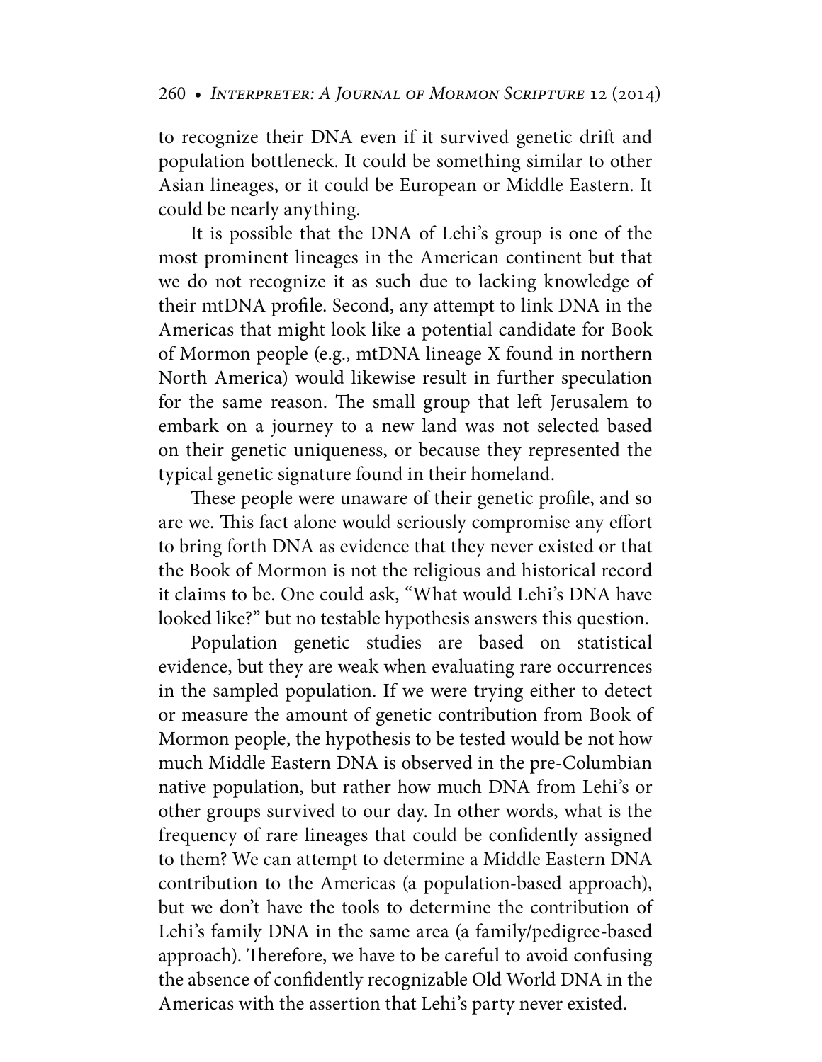to recognize their DNA even if it survived genetic drift and population bottleneck. It could be something similar to other Asian lineages, or it could be European or Middle Eastern. It could be nearly anything.

It is possible that the DNA of Lehi's group is one of the most prominent lineages in the American continent but that we do not recognize it as such due to lacking knowledge of their mtDNA profile. Second, any attempt to link DNA in the Americas that might look like a potential candidate for Book of Mormon people (e.g., mtDNA lineage X found in northern North America) would likewise result in further speculation for the same reason. The small group that left Jerusalem to embark on a journey to a new land was not selected based on their genetic uniqueness, or because they represented the typical genetic signature found in their homeland.

These people were unaware of their genetic profile, and so are we. This fact alone would seriously compromise any effort to bring forth DNA as evidence that they never existed or that the Book of Mormon is not the religious and historical record it claims to be. One could ask, "What would Lehi's DNA have looked like?" but no testable hypothesis answers this question.

Population genetic studies are based on statistical evidence, but they are weak when evaluating rare occurrences in the sampled population. If we were trying either to detect or measure the amount of genetic contribution from Book of Mormon people, the hypothesis to be tested would be not how much Middle Eastern DNA is observed in the pre-Columbian native population, but rather how much DNA from Lehi's or other groups survived to our day. In other words, what is the frequency of rare lineages that could be confidently assigned to them? We can attempt to determine a Middle Eastern DNA contribution to the Americas (a population-based approach), but we don't have the tools to determine the contribution of Lehi's family DNA in the same area (a family/pedigree-based approach). Therefore, we have to be careful to avoid confusing the absence of confidently recognizable Old World DNA in the Americas with the assertion that Lehi's party never existed.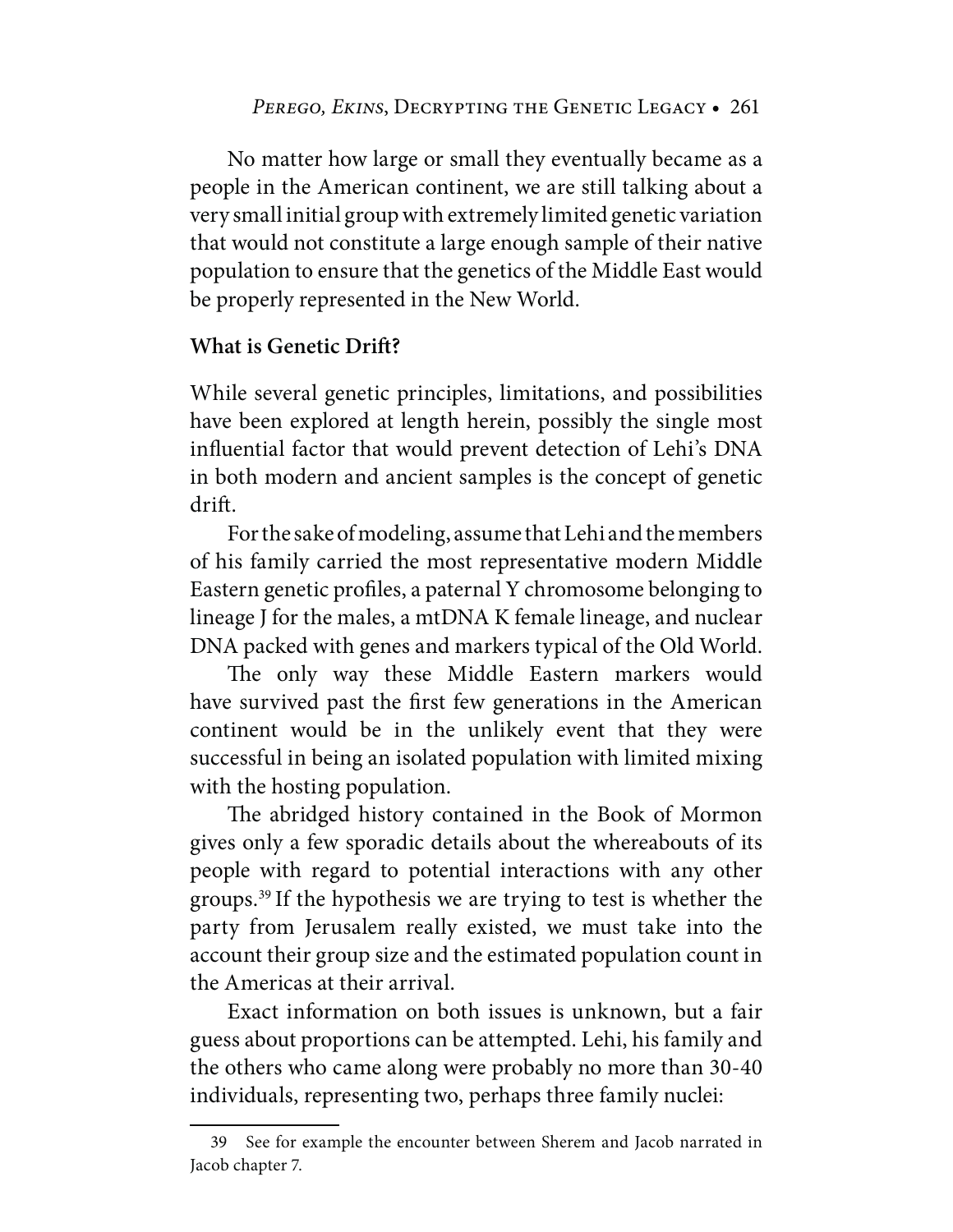No matter how large or small they eventually became as a people in the American continent, we are still talking about a very small initial group with extremely limited genetic variation that would not constitute a large enough sample of their native population to ensure that the genetics of the Middle East would be properly represented in the New World.

## What is Genetic Drift?

While several genetic principles, limitations, and possibilities have been explored at length herein, possibly the single most influential factor that would prevent detection of Lehi's DNA in both modern and ancient samples is the concept of genetic drift.

For the sake of modeling, assume that Lehi and the members of his family carried the most representative modern Middle Eastern genetic profiles, a paternal Y chromosome belonging to lineage J for the males, a mtDNA K female lineage, and nuclear DNA packed with genes and markers typical of the Old World.

The only way these Middle Eastern markers would have survived past the first few generations in the American continent would be in the unlikely event that they were successful in being an isolated population with limited mixing with the hosting population.

The abridged history contained in the Book of Mormon gives only a few sporadic details about the whereabouts of its people with regard to potential interactions with any other groups.[39] If the hypothesis we are trying to test is whether the party from Jerusalem really existed, we must take into the account their group size and the estimated population count in the Americas at their arrival.

Exact information on both issues is unknown, but a fair guess about proportions can be attempted. Lehi, his family and the others who came along were probably no more than 30-40 individuals, representing two, perhaps three family nuclei:

---

39 See for example the encounter between Sherem and Jacob narrated in Jacob chapter 7.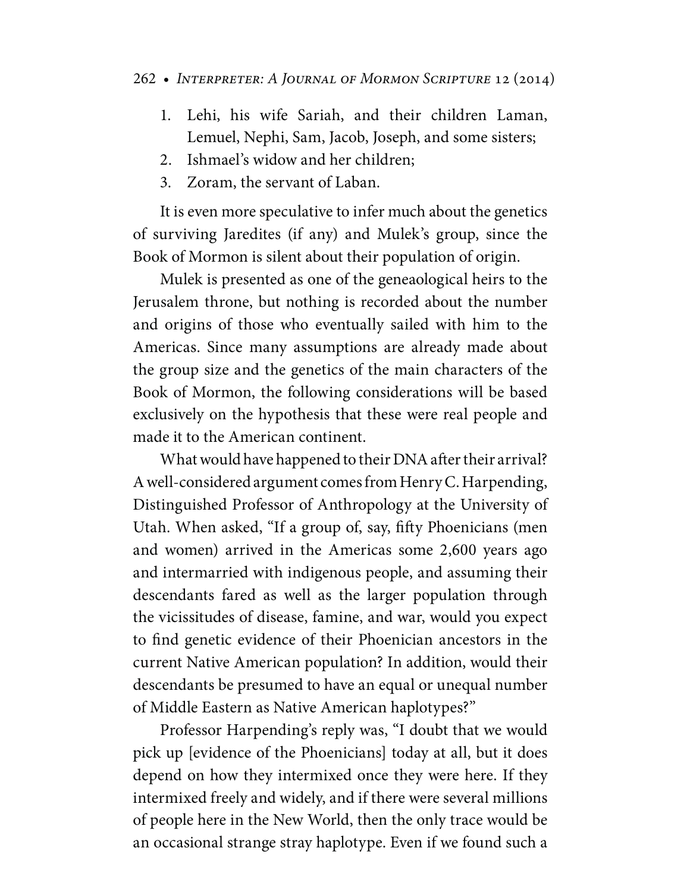1. Lehi, his wife Sariah, and their children Laman, Lemuel, Nephi, Sam, Jacob, Joseph, and some sisters;
2. Ishmael's widow and her children;
3. Zoram, the servant of Laban.

It is even more speculative to infer much about the genetics of surviving Jaredites (if any) and Mulek's group, since the Book of Mormon is silent about their population of origin.

Mulek is presented as one of the geneaological heirs to the Jerusalem throne, but nothing is recorded about the number and origins of those who eventually sailed with him to the Americas. Since many assumptions are already made about the group size and the genetics of the main characters of the Book of Mormon, the following considerations will be based exclusively on the hypothesis that these were real people and made it to the American continent.

What would have happened to their DNA after their arrival? A well-considered argument comes from Henry C. Harpending, Distinguished Professor of Anthropology at the University of Utah. When asked, "If a group of, say, fifty Phoenicians (men and women) arrived in the Americas some 2,600 years ago and intermarried with indigenous people, and assuming their descendants fared as well as the larger population through the vicissitudes of disease, famine, and war, would you expect to find genetic evidence of their Phoenician ancestors in the current Native American population? In addition, would their descendants be presumed to have an equal or unequal number of Middle Eastern as Native American haplotypes?"

Professor Harpending's reply was, "I doubt that we would pick up [evidence of the Phoenicians] today at all, but it does depend on how they intermixed once they were here. If they intermixed freely and widely, and if there were several millions of people here in the New World, then the only trace would be an occasional strange stray haplotype. Even if we found such a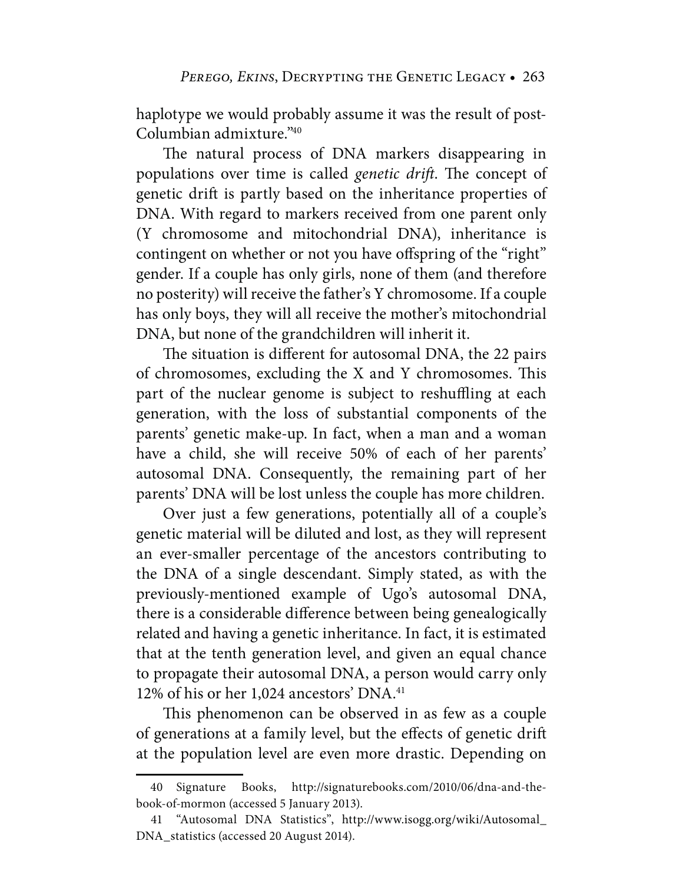haplotype we would probably assume it was the result of post-Columbian admixture."[40]

The natural process of DNA markers disappearing in populations over time is called *genetic drift*. The concept of genetic drift is partly based on the inheritance properties of DNA. With regard to markers received from one parent only (Y chromosome and mitochondrial DNA), inheritance is contingent on whether or not you have offspring of the "right" gender. If a couple has only girls, none of them (and therefore no posterity) will receive the father's Y chromosome. If a couple has only boys, they will all receive the mother's mitochondrial DNA, but none of the grandchildren will inherit it.

The situation is different for autosomal DNA, the 22 pairs of chromosomes, excluding the X and Y chromosomes. This part of the nuclear genome is subject to reshuffling at each generation, with the loss of substantial components of the parents' genetic make-up. In fact, when a man and a woman have a child, she will receive 50% of each of her parents' autosomal DNA. Consequently, the remaining part of her parents' DNA will be lost unless the couple has more children.

Over just a few generations, potentially all of a couple's genetic material will be diluted and lost, as they will represent an ever-smaller percentage of the ancestors contributing to the DNA of a single descendant. Simply stated, as with the previously-mentioned example of Ugo's autosomal DNA, there is a considerable difference between being genealogically related and having a genetic inheritance. In fact, it is estimated that at the tenth generation level, and given an equal chance to propagate their autosomal DNA, a person would carry only 12% of his or her 1,024 ancestors' DNA.[41]

This phenomenon can be observed in as few as a couple of generations at a family level, but the effects of genetic drift at the population level are even more drastic. Depending on

---

40 Signature Books, http://signaturebooks.com/2010/06/dna-and-the-book-of-mormon (accessed 5 January 2013).

41 "Autosomal DNA Statistics", http://www.isogg.org/wiki/Autosomal_DNA_statistics (accessed 20 August 2014).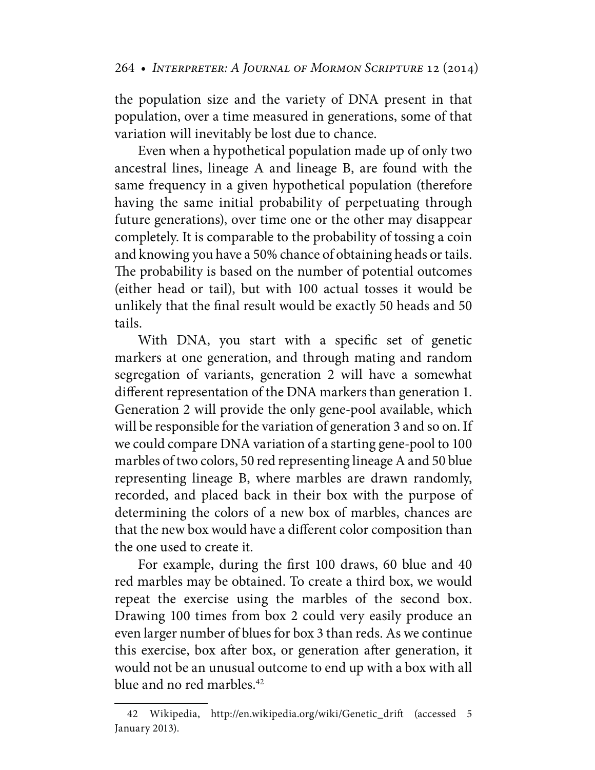the population size and the variety of DNA present in that population, over a time measured in generations, some of that variation will inevitably be lost due to chance.

Even when a hypothetical population made up of only two ancestral lines, lineage A and lineage B, are found with the same frequency in a given hypothetical population (therefore having the same initial probability of perpetuating through future generations), over time one or the other may disappear completely. It is comparable to the probability of tossing a coin and knowing you have a 50% chance of obtaining heads or tails. The probability is based on the number of potential outcomes (either head or tail), but with 100 actual tosses it would be unlikely that the final result would be exactly 50 heads and 50 tails.

With DNA, you start with a specific set of genetic markers at one generation, and through mating and random segregation of variants, generation 2 will have a somewhat different representation of the DNA markers than generation 1. Generation 2 will provide the only gene-pool available, which will be responsible for the variation of generation 3 and so on. If we could compare DNA variation of a starting gene-pool to 100 marbles of two colors, 50 red representing lineage A and 50 blue representing lineage B, where marbles are drawn randomly, recorded, and placed back in their box with the purpose of determining the colors of a new box of marbles, chances are that the new box would have a different color composition than the one used to create it.

For example, during the first 100 draws, 60 blue and 40 red marbles may be obtained. To create a third box, we would repeat the exercise using the marbles of the second box. Drawing 100 times from box 2 could very easily produce an even larger number of blues for box 3 than reds. As we continue this exercise, box after box, or generation after generation, it would not be an unusual outcome to end up with a box with all blue and no red marbles.[42]

---

42 Wikipedia, http://en.wikipedia.org/wiki/Genetic_drift (accessed 5 January 2013).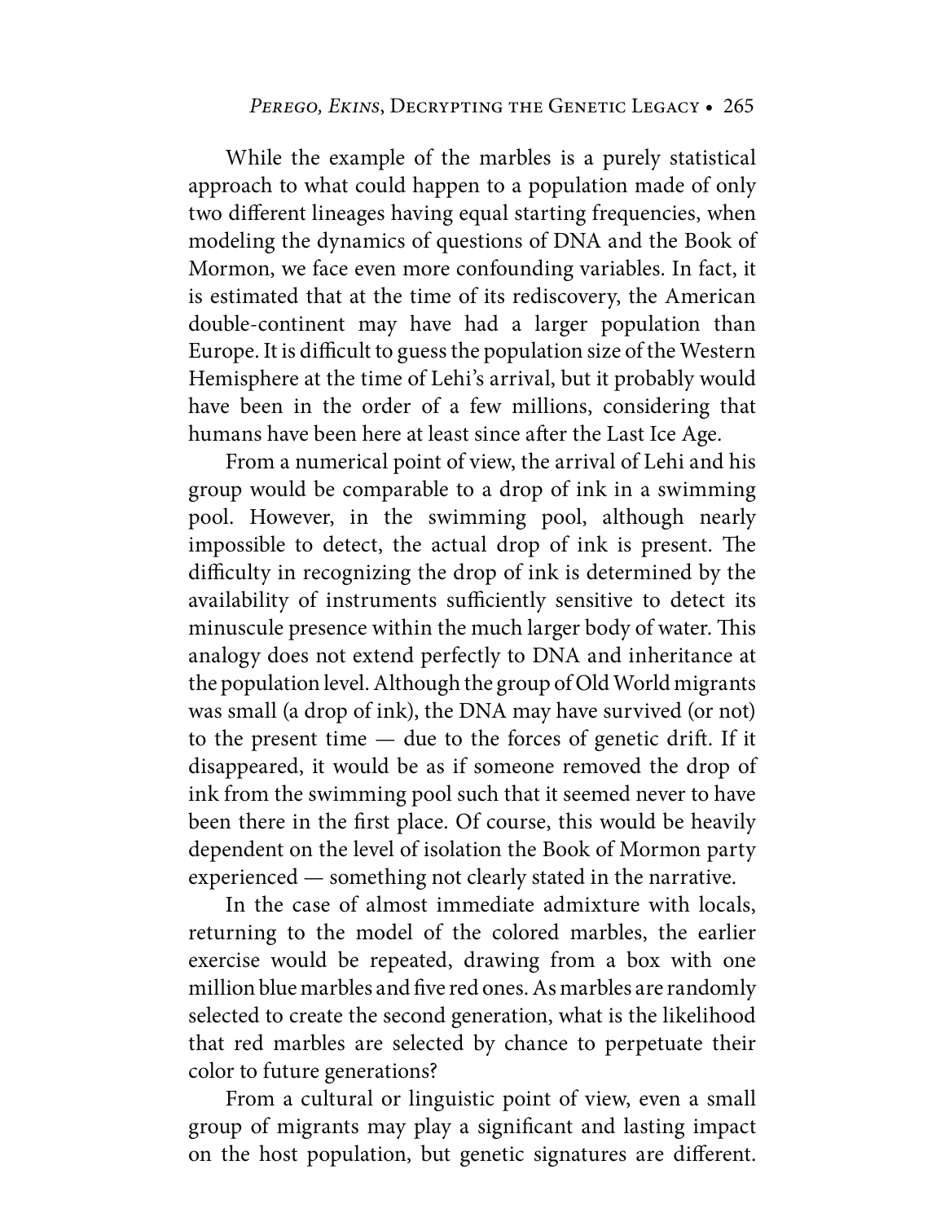While the example of the marbles is a purely statistical approach to what could happen to a population made of only two different lineages having equal starting frequencies, when modeling the dynamics of questions of DNA and the Book of Mormon, we face even more confounding variables. In fact, it is estimated that at the time of its rediscovery, the American double-continent may have had a larger population than Europe. It is difficult to guess the population size of the Western Hemisphere at the time of Lehi's arrival, but it probably would have been in the order of a few millions, considering that humans have been here at least since after the Last Ice Age.

From a numerical point of view, the arrival of Lehi and his group would be comparable to a drop of ink in a swimming pool. However, in the swimming pool, although nearly impossible to detect, the actual drop of ink is present. The difficulty in recognizing the drop of ink is determined by the availability of instruments sufficiently sensitive to detect its minuscule presence within the much larger body of water. This analogy does not extend perfectly to DNA and inheritance at the population level. Although the group of Old World migrants was small (a drop of ink), the DNA may have survived (or not) to the present time — due to the forces of genetic drift. If it disappeared, it would be as if someone removed the drop of ink from the swimming pool such that it seemed never to have been there in the first place. Of course, this would be heavily dependent on the level of isolation the Book of Mormon party experienced — something not clearly stated in the narrative.

In the case of almost immediate admixture with locals, returning to the model of the colored marbles, the earlier exercise would be repeated, drawing from a box with one million blue marbles and five red ones. As marbles are randomly selected to create the second generation, what is the likelihood that red marbles are selected by chance to perpetuate their color to future generations?

From a cultural or linguistic point of view, even a small group of migrants may play a significant and lasting impact on the host population, but genetic signatures are different.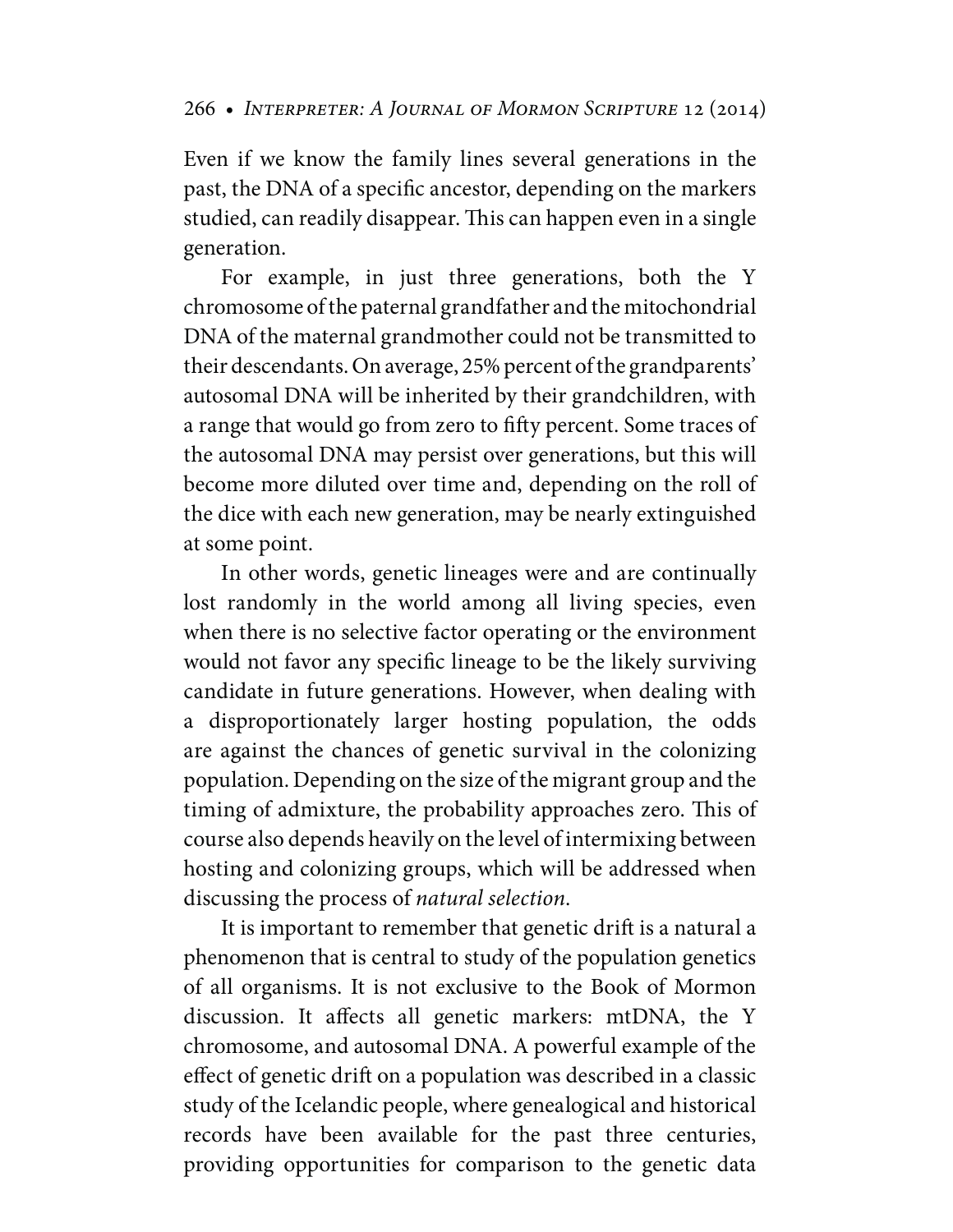Even if we know the family lines several generations in the past, the DNA of a specific ancestor, depending on the markers studied, can readily disappear. This can happen even in a single generation.

For example, in just three generations, both the Y chromosome of the paternal grandfather and the mitochondrial DNA of the maternal grandmother could not be transmitted to their descendants. On average, 25% percent of the grandparents' autosomal DNA will be inherited by their grandchildren, with a range that would go from zero to fifty percent. Some traces of the autosomal DNA may persist over generations, but this will become more diluted over time and, depending on the roll of the dice with each new generation, may be nearly extinguished at some point.

In other words, genetic lineages were and are continually lost randomly in the world among all living species, even when there is no selective factor operating or the environment would not favor any specific lineage to be the likely surviving candidate in future generations. However, when dealing with a disproportionately larger hosting population, the odds are against the chances of genetic survival in the colonizing population. Depending on the size of the migrant group and the timing of admixture, the probability approaches zero. This of course also depends heavily on the level of intermixing between hosting and colonizing groups, which will be addressed when discussing the process of *natural selection*.

It is important to remember that genetic drift is a natural a phenomenon that is central to study of the population genetics of all organisms. It is not exclusive to the Book of Mormon discussion. It affects all genetic markers: mtDNA, the Y chromosome, and autosomal DNA. A powerful example of the effect of genetic drift on a population was described in a classic study of the Icelandic people, where genealogical and historical records have been available for the past three centuries, providing opportunities for comparison to the genetic data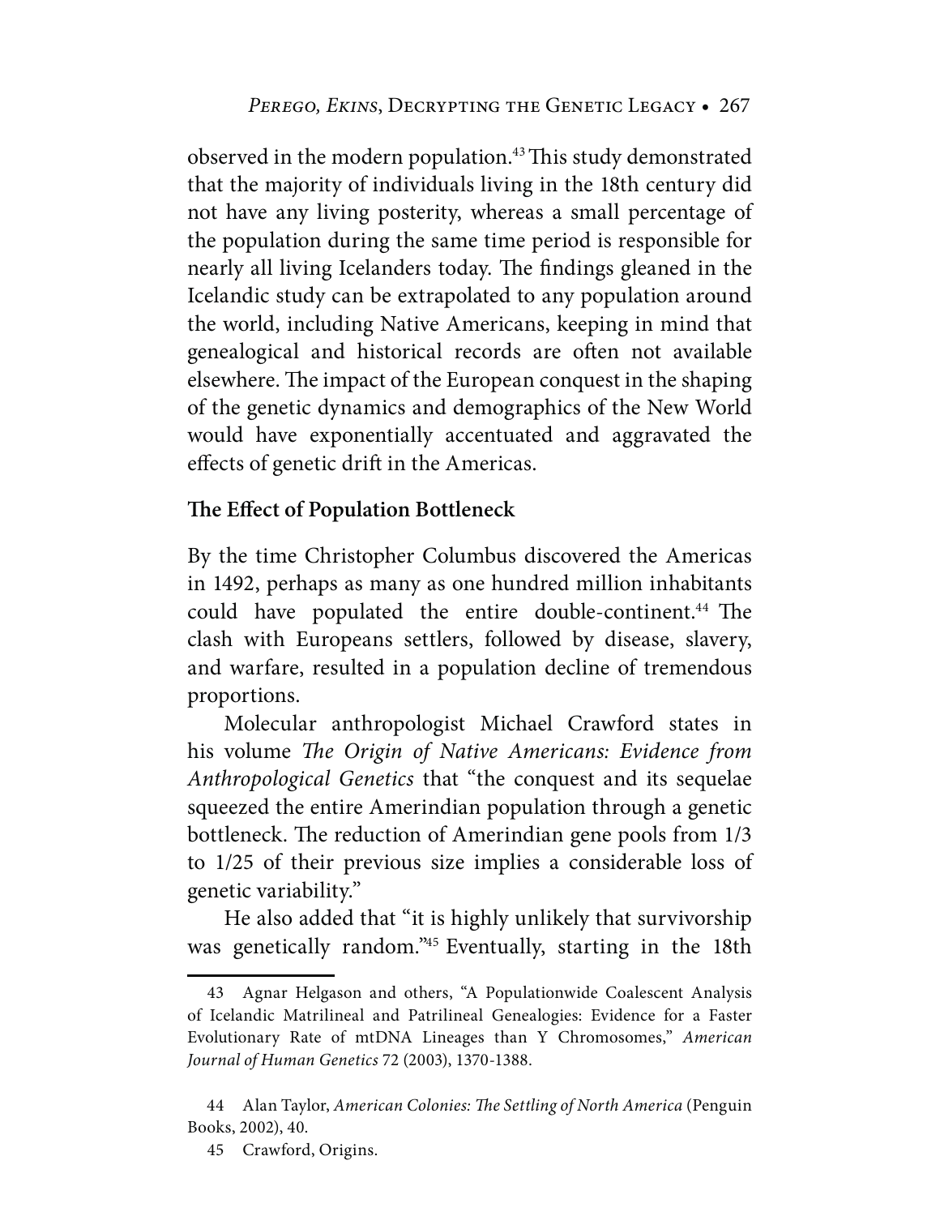observed in the modern population.[43] This study demonstrated that the majority of individuals living in the 18th century did not have any living posterity, whereas a small percentage of the population during the same time period is responsible for nearly all living Icelanders today. The findings gleaned in the Icelandic study can be extrapolated to any population around the world, including Native Americans, keeping in mind that genealogical and historical records are often not available elsewhere. The impact of the European conquest in the shaping of the genetic dynamics and demographics of the New World would have exponentially accentuated and aggravated the effects of genetic drift in the Americas.

## The Effect of Population Bottleneck

By the time Christopher Columbus discovered the Americas in 1492, perhaps as many as one hundred million inhabitants could have populated the entire double-continent.[44] The clash with Europeans settlers, followed by disease, slavery, and warfare, resulted in a population decline of tremendous proportions.

Molecular anthropologist Michael Crawford states in his volume *The Origin of Native Americans: Evidence from Anthropological Genetics* that "the conquest and its sequelae squeezed the entire Amerindian population through a genetic bottleneck. The reduction of Amerindian gene pools from 1/3 to 1/25 of their previous size implies a considerable loss of genetic variability."

He also added that "it is highly unlikely that survivorship was genetically random."[45] Eventually, starting in the 18th

---

43 Agnar Helgason and others, "A Populationwide Coalescent Analysis of Icelandic Matrilineal and Patrilineal Genealogies: Evidence for a Faster Evolutionary Rate of mtDNA Lineages than Y Chromosomes," *American Journal of Human Genetics* 72 (2003), 1370-1388.

44 Alan Taylor, *American Colonies: The Settling of North America* (Penguin Books, 2002), 40.

45 Crawford, Origins.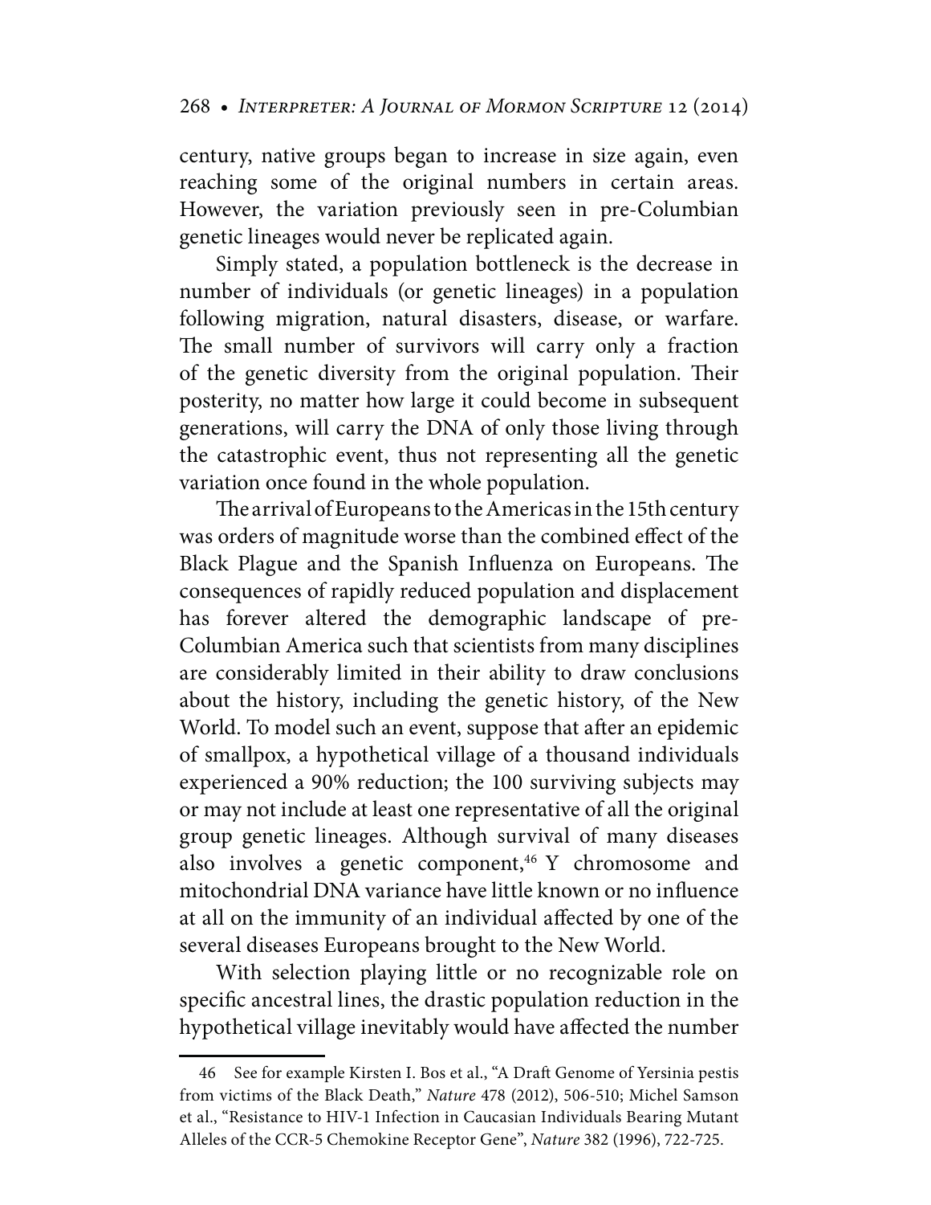century, native groups began to increase in size again, even reaching some of the original numbers in certain areas. However, the variation previously seen in pre-Columbian genetic lineages would never be replicated again.

Simply stated, a population bottleneck is the decrease in number of individuals (or genetic lineages) in a population following migration, natural disasters, disease, or warfare. The small number of survivors will carry only a fraction of the genetic diversity from the original population. Their posterity, no matter how large it could become in subsequent generations, will carry the DNA of only those living through the catastrophic event, thus not representing all the genetic variation once found in the whole population.

The arrival of Europeans to the Americas in the 15th century was orders of magnitude worse than the combined effect of the Black Plague and the Spanish Influenza on Europeans. The consequences of rapidly reduced population and displacement has forever altered the demographic landscape of pre-Columbian America such that scientists from many disciplines are considerably limited in their ability to draw conclusions about the history, including the genetic history, of the New World. To model such an event, suppose that after an epidemic of smallpox, a hypothetical village of a thousand individuals experienced a 90% reduction; the 100 surviving subjects may or may not include at least one representative of all the original group genetic lineages. Although survival of many diseases also involves a genetic component,[46] Y chromosome and mitochondrial DNA variance have little known or no influence at all on the immunity of an individual affected by one of the several diseases Europeans brought to the New World.

With selection playing little or no recognizable role on specific ancestral lines, the drastic population reduction in the hypothetical village inevitably would have affected the number

---

46 See for example Kirsten I. Bos et al., "A Draft Genome of Yersinia pestis from victims of the Black Death," *Nature* 478 (2012), 506-510; Michel Samson et al., "Resistance to HIV-1 Infection in Caucasian Individuals Bearing Mutant Alleles of the CCR-5 Chemokine Receptor Gene", *Nature* 382 (1996), 722-725.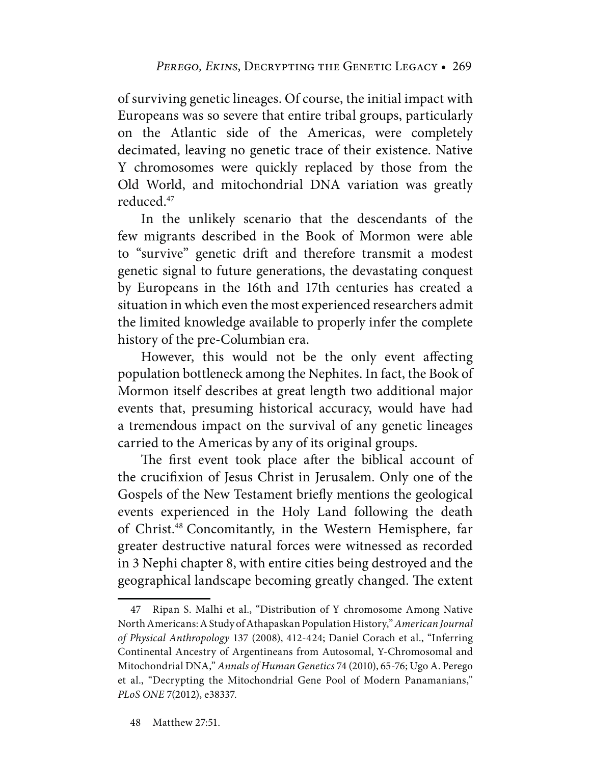of surviving genetic lineages. Of course, the initial impact with Europeans was so severe that entire tribal groups, particularly on the Atlantic side of the Americas, were completely decimated, leaving no genetic trace of their existence. Native Y chromosomes were quickly replaced by those from the Old World, and mitochondrial DNA variation was greatly reduced.[47]

In the unlikely scenario that the descendants of the few migrants described in the Book of Mormon were able to "survive" genetic drift and therefore transmit a modest genetic signal to future generations, the devastating conquest by Europeans in the 16th and 17th centuries has created a situation in which even the most experienced researchers admit the limited knowledge available to properly infer the complete history of the pre-Columbian era.

However, this would not be the only event affecting population bottleneck among the Nephites. In fact, the Book of Mormon itself describes at great length two additional major events that, presuming historical accuracy, would have had a tremendous impact on the survival of any genetic lineages carried to the Americas by any of its original groups.

The first event took place after the biblical account of the crucifixion of Jesus Christ in Jerusalem. Only one of the Gospels of the New Testament briefly mentions the geological events experienced in the Holy Land following the death of Christ.[48] Concomitantly, in the Western Hemisphere, far greater destructive natural forces were witnessed as recorded in 3 Nephi chapter 8, with entire cities being destroyed and the geographical landscape becoming greatly changed. The extent

---

47 Ripan S. Malhi et al., "Distribution of Y chromosome Among Native North Americans: A Study of Athapaskan Population History," *American Journal of Physical Anthropology* 137 (2008), 412-424; Daniel Corach et al., "Inferring Continental Ancestry of Argentineans from Autosomal, Y-Chromosomal and Mitochondrial DNA," *Annals of Human Genetics* 74 (2010), 65-76; Ugo A. Perego et al., "Decrypting the Mitochondrial Gene Pool of Modern Panamanians," *PLoS ONE* 7(2012), e38337.

48 Matthew 27:51.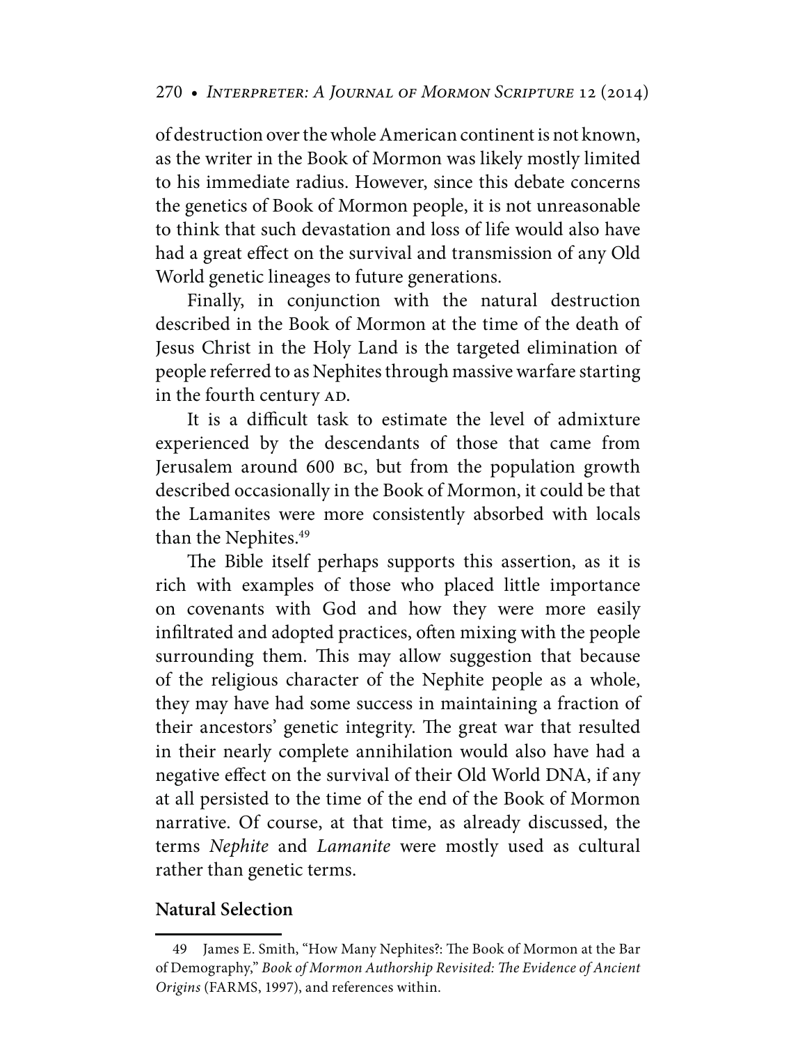of destruction over the whole American continent is not known, as the writer in the Book of Mormon was likely mostly limited to his immediate radius. However, since this debate concerns the genetics of Book of Mormon people, it is not unreasonable to think that such devastation and loss of life would also have had a great effect on the survival and transmission of any Old World genetic lineages to future generations.

Finally, in conjunction with the natural destruction described in the Book of Mormon at the time of the death of Jesus Christ in the Holy Land is the targeted elimination of people referred to as Nephites through massive warfare starting in the fourth century AD.

It is a difficult task to estimate the level of admixture experienced by the descendants of those that came from Jerusalem around 600 BC, but from the population growth described occasionally in the Book of Mormon, it could be that the Lamanites were more consistently absorbed with locals than the Nephites.[49]

The Bible itself perhaps supports this assertion, as it is rich with examples of those who placed little importance on covenants with God and how they were more easily infiltrated and adopted practices, often mixing with the people surrounding them. This may allow suggestion that because of the religious character of the Nephite people as a whole, they may have had some success in maintaining a fraction of their ancestors' genetic integrity. The great war that resulted in their nearly complete annihilation would also have had a negative effect on the survival of their Old World DNA, if any at all persisted to the time of the end of the Book of Mormon narrative. Of course, at that time, as already discussed, the terms *Nephite* and *Lamanite* were mostly used as cultural rather than genetic terms.

**Natural Selection**

49 James E. Smith, "How Many Nephites?: The Book of Mormon at the Bar of Demography," *Book of Mormon Authorship Revisited: The Evidence of Ancient Origins* (FARMS, 1997), and references within.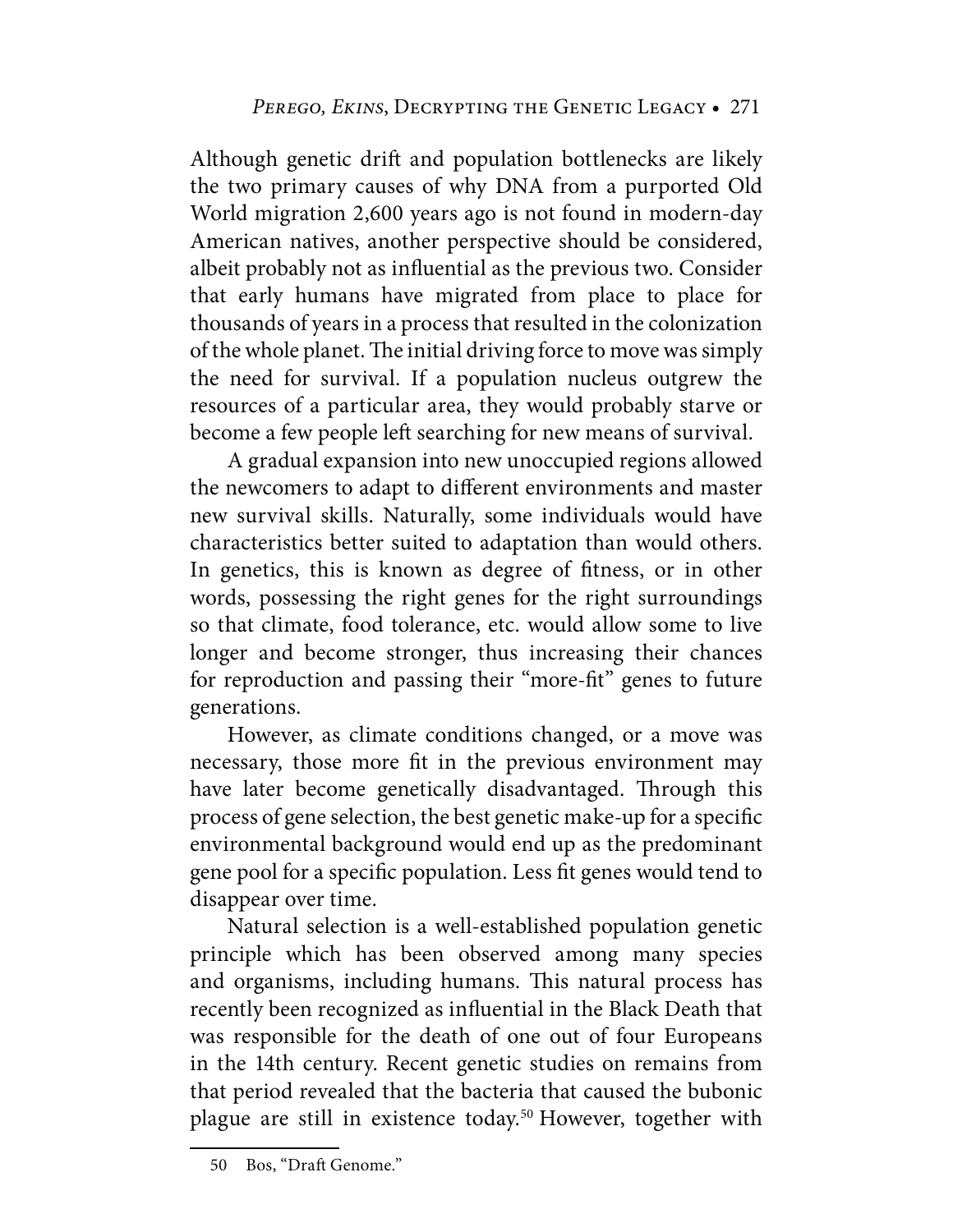Although genetic drift and population bottlenecks are likely the two primary causes of why DNA from a purported Old World migration 2,600 years ago is not found in modern-day American natives, another perspective should be considered, albeit probably not as influential as the previous two. Consider that early humans have migrated from place to place for thousands of years in a process that resulted in the colonization of the whole planet. The initial driving force to move was simply the need for survival. If a population nucleus outgrew the resources of a particular area, they would probably starve or become a few people left searching for new means of survival.

A gradual expansion into new unoccupied regions allowed the newcomers to adapt to different environments and master new survival skills. Naturally, some individuals would have characteristics better suited to adaptation than would others. In genetics, this is known as degree of fitness, or in other words, possessing the right genes for the right surroundings so that climate, food tolerance, etc. would allow some to live longer and become stronger, thus increasing their chances for reproduction and passing their "more-fit" genes to future generations.

However, as climate conditions changed, or a move was necessary, those more fit in the previous environment may have later become genetically disadvantaged. Through this process of gene selection, the best genetic make-up for a specific environmental background would end up as the predominant gene pool for a specific population. Less fit genes would tend to disappear over time.

Natural selection is a well-established population genetic principle which has been observed among many species and organisms, including humans. This natural process has recently been recognized as influential in the Black Death that was responsible for the death of one out of four Europeans in the 14th century. Recent genetic studies on remains from that period revealed that the bacteria that caused the bubonic plague are still in existence today.[50] However, together with

50 Bos, "Draft Genome."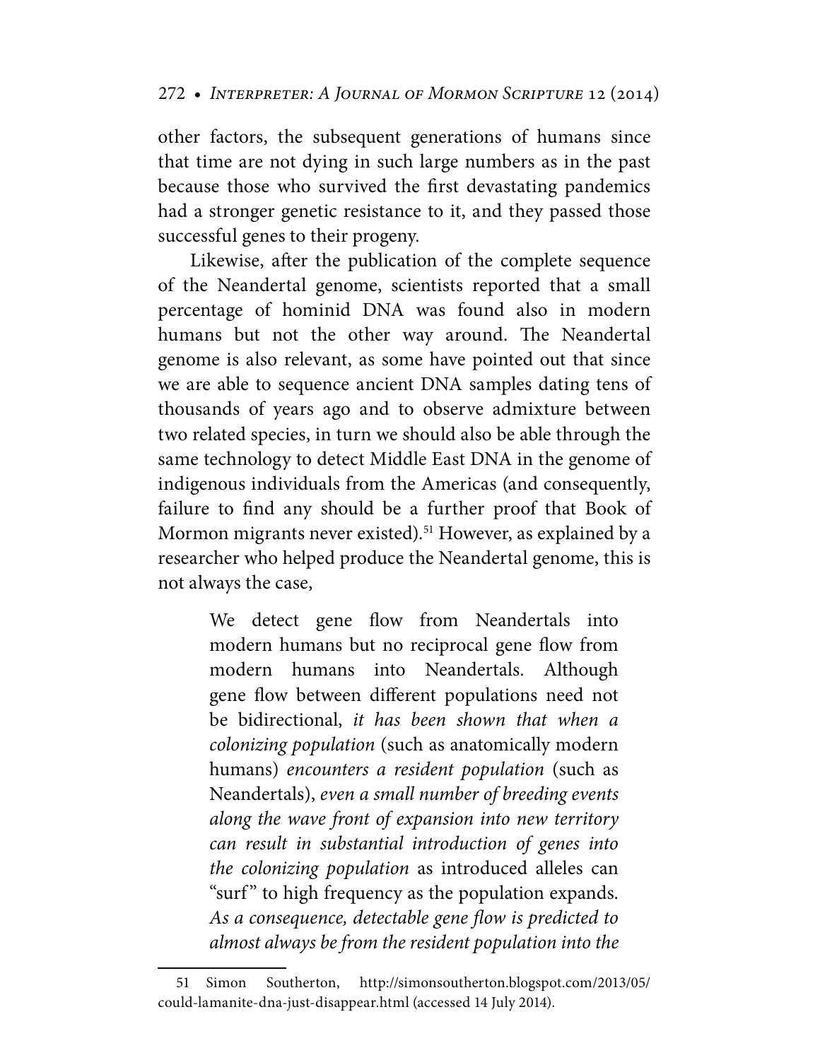other factors, the subsequent generations of humans since that time are not dying in such large numbers as in the past because those who survived the first devastating pandemics had a stronger genetic resistance to it, and they passed those successful genes to their progeny.

Likewise, after the publication of the complete sequence of the Neandertal genome, scientists reported that a small percentage of hominid DNA was found also in modern humans but not the other way around. The Neandertal genome is also relevant, as some have pointed out that since we are able to sequence ancient DNA samples dating tens of thousands of years ago and to observe admixture between two related species, in turn we should also be able through the same technology to detect Middle East DNA in the genome of indigenous individuals from the Americas (and consequently, failure to find any should be a further proof that Book of Mormon migrants never existed).[51] However, as explained by a researcher who helped produce the Neandertal genome, this is not always the case,

> We detect gene flow from Neandertals into modern humans but no reciprocal gene flow from modern humans into Neandertals. Although gene flow between different populations need not be bidirectional, *it has been shown that when a colonizing population* (such as anatomically modern humans) *encounters a resident population* (such as Neandertals), *even a small number of breeding events along the wave front of expansion into new territory can result in substantial introduction of genes into the colonizing population* as introduced alleles can "surf" to high frequency as the population expands. *As a consequence, detectable gene flow is predicted to almost always be from the resident population into the*

51 Simon Southerton, http://simonsoutherton.blogspot.com/2013/05/could-lamanite-dna-just-disappear.html (accessed 14 July 2014).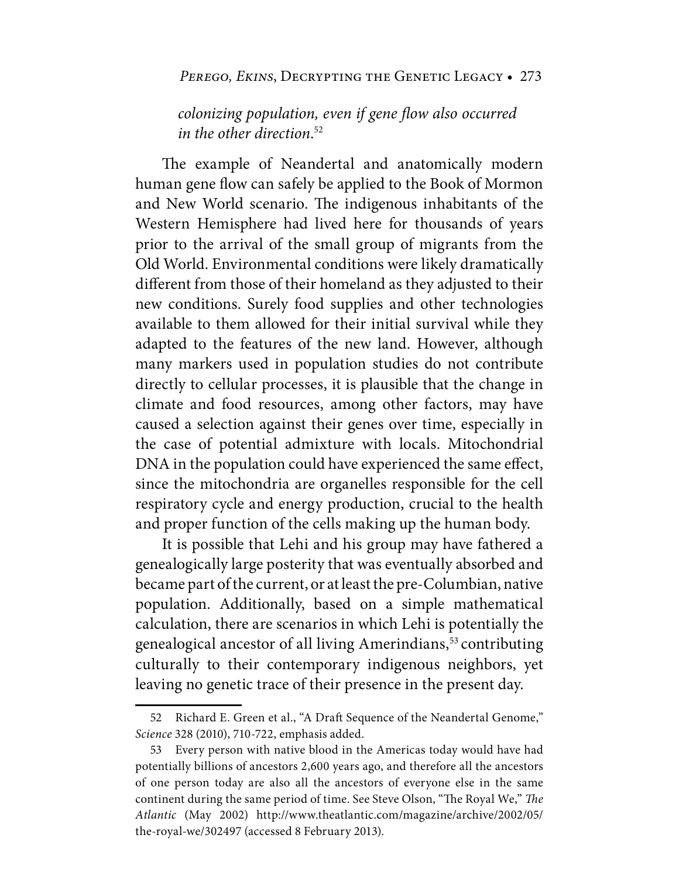*colonizing population, even if gene flow also occurred in the other direction*.[52]

The example of Neandertal and anatomically modern human gene flow can safely be applied to the Book of Mormon and New World scenario. The indigenous inhabitants of the Western Hemisphere had lived here for thousands of years prior to the arrival of the small group of migrants from the Old World. Environmental conditions were likely dramatically different from those of their homeland as they adjusted to their new conditions. Surely food supplies and other technologies available to them allowed for their initial survival while they adapted to the features of the new land. However, although many markers used in population studies do not contribute directly to cellular processes, it is plausible that the change in climate and food resources, among other factors, may have caused a selection against their genes over time, especially in the case of potential admixture with locals. Mitochondrial DNA in the population could have experienced the same effect, since the mitochondria are organelles responsible for the cell respiratory cycle and energy production, crucial to the health and proper function of the cells making up the human body.

It is possible that Lehi and his group may have fathered a genealogically large posterity that was eventually absorbed and became part of the current, or at least the pre-Columbian, native population. Additionally, based on a simple mathematical calculation, there are scenarios in which Lehi is potentially the genealogical ancestor of all living Amerindians,[53] contributing culturally to their contemporary indigenous neighbors, yet leaving no genetic trace of their presence in the present day.

---

52 Richard E. Green et al., "A Draft Sequence of the Neandertal Genome," *Science* 328 (2010), 710-722, emphasis added.

53 Every person with native blood in the Americas today would have had potentially billions of ancestors 2,600 years ago, and therefore all the ancestors of one person today are also all the ancestors of everyone else in the same continent during the same period of time. See Steve Olson, "The Royal We," *The Atlantic* (May 2002) http://www.theatlantic.com/magazine/archive/2002/05/the-royal-we/302497 (accessed 8 February 2013).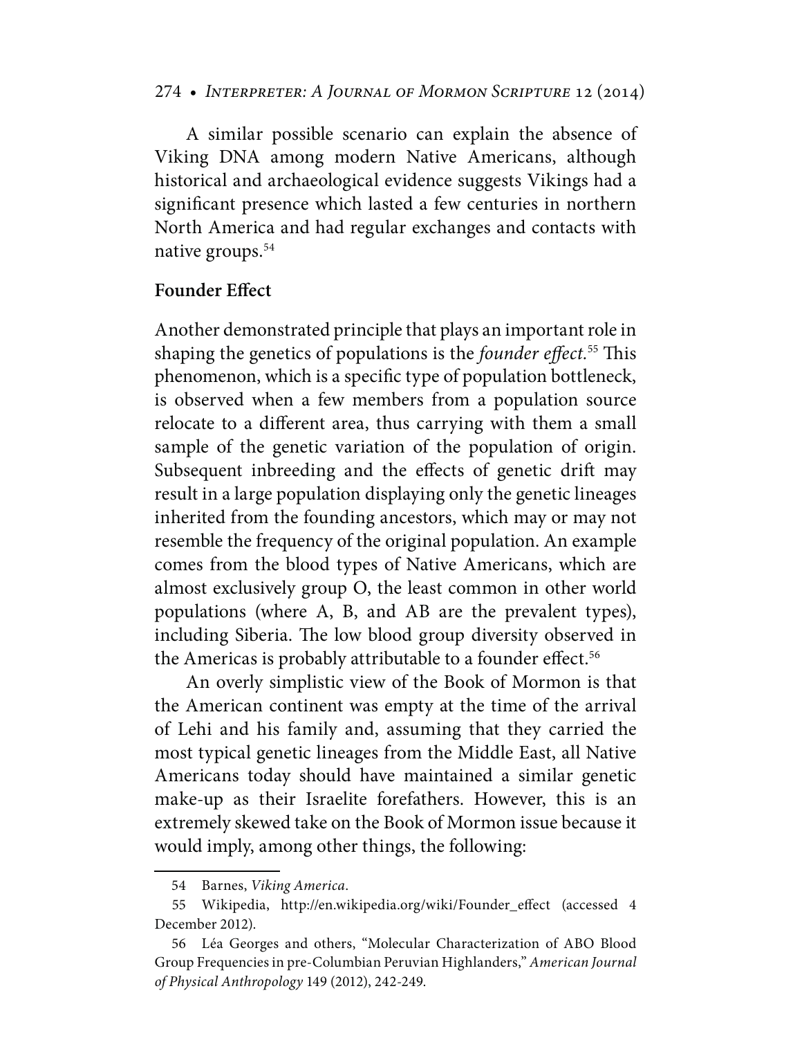A similar possible scenario can explain the absence of Viking DNA among modern Native Americans, although historical and archaeological evidence suggests Vikings had a significant presence which lasted a few centuries in northern North America and had regular exchanges and contacts with native groups.[54]

**Founder Effect**

Another demonstrated principle that plays an important role in shaping the genetics of populations is the *founder effect*.[55] This phenomenon, which is a specific type of population bottleneck, is observed when a few members from a population source relocate to a different area, thus carrying with them a small sample of the genetic variation of the population of origin. Subsequent inbreeding and the effects of genetic drift may result in a large population displaying only the genetic lineages inherited from the founding ancestors, which may or may not resemble the frequency of the original population. An example comes from the blood types of Native Americans, which are almost exclusively group O, the least common in other world populations (where A, B, and AB are the prevalent types), including Siberia. The low blood group diversity observed in the Americas is probably attributable to a founder effect.[56]

An overly simplistic view of the Book of Mormon is that the American continent was empty at the time of the arrival of Lehi and his family and, assuming that they carried the most typical genetic lineages from the Middle East, all Native Americans today should have maintained a similar genetic make-up as their Israelite forefathers. However, this is an extremely skewed take on the Book of Mormon issue because it would imply, among other things, the following:

---

54 Barnes, *Viking America*.

55 Wikipedia, http://en.wikipedia.org/wiki/Founder_effect (accessed 4 December 2012).

56 Léa Georges and others, "Molecular Characterization of ABO Blood Group Frequencies in pre-Columbian Peruvian Highlanders," *American Journal of Physical Anthropology* 149 (2012), 242-249.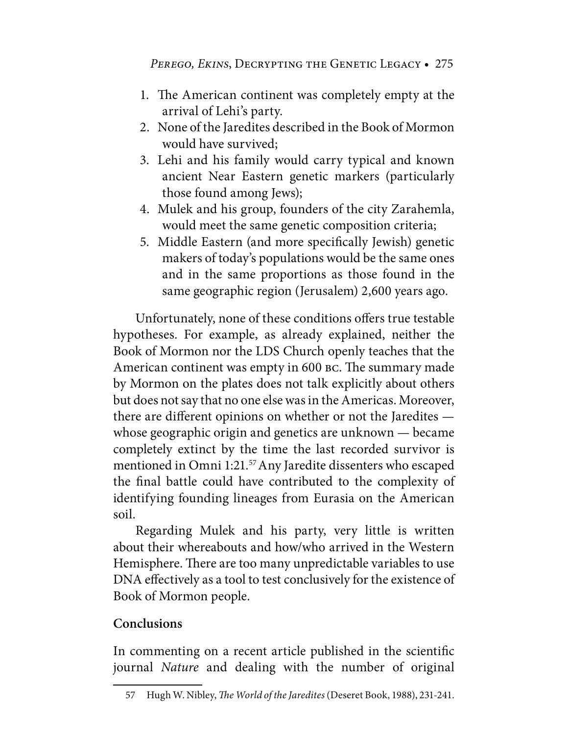1. The American continent was completely empty at the arrival of Lehi's party.
2. None of the Jaredites described in the Book of Mormon would have survived;
3. Lehi and his family would carry typical and known ancient Near Eastern genetic markers (particularly those found among Jews);
4. Mulek and his group, founders of the city Zarahemla, would meet the same genetic composition criteria;
5. Middle Eastern (and more specifically Jewish) genetic makers of today's populations would be the same ones and in the same proportions as those found in the same geographic region (Jerusalem) 2,600 years ago.

Unfortunately, none of these conditions offers true testable hypotheses. For example, as already explained, neither the Book of Mormon nor the LDS Church openly teaches that the American continent was empty in 600 BC. The summary made by Mormon on the plates does not talk explicitly about others but does not say that no one else was in the Americas. Moreover, there are different opinions on whether or not the Jaredites — whose geographic origin and genetics are unknown — became completely extinct by the time the last recorded survivor is mentioned in Omni 1:21.[57] Any Jaredite dissenters who escaped the final battle could have contributed to the complexity of identifying founding lineages from Eurasia on the American soil.

Regarding Mulek and his party, very little is written about their whereabouts and how/who arrived in the Western Hemisphere. There are too many unpredictable variables to use DNA effectively as a tool to test conclusively for the existence of Book of Mormon people.

## Conclusions

In commenting on a recent article published in the scientific journal *Nature* and dealing with the number of original

57 Hugh W. Nibley, *The World of the Jaredites* (Deseret Book, 1988), 231-241.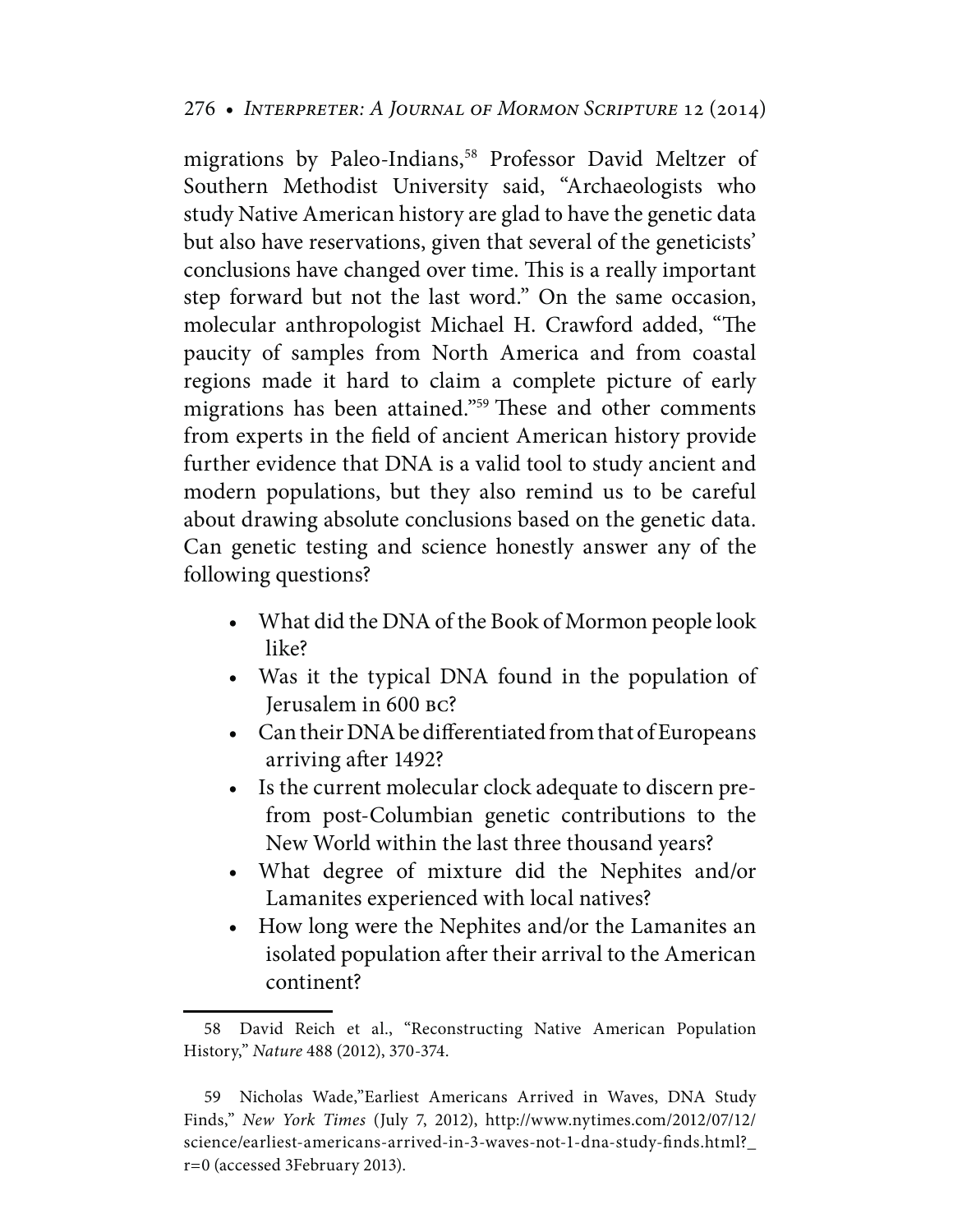migrations by Paleo-Indians,[58] Professor David Meltzer of Southern Methodist University said, "Archaeologists who study Native American history are glad to have the genetic data but also have reservations, given that several of the geneticists' conclusions have changed over time. This is a really important step forward but not the last word." On the same occasion, molecular anthropologist Michael H. Crawford added, "The paucity of samples from North America and from coastal regions made it hard to claim a complete picture of early migrations has been attained."[59] These and other comments from experts in the field of ancient American history provide further evidence that DNA is a valid tool to study ancient and modern populations, but they also remind us to be careful about drawing absolute conclusions based on the genetic data. Can genetic testing and science honestly answer any of the following questions?

- What did the DNA of the Book of Mormon people look like?
- Was it the typical DNA found in the population of Jerusalem in 600 BC?
- Can their DNA be differentiated from that of Europeans arriving after 1492?
- Is the current molecular clock adequate to discern pre- from post-Columbian genetic contributions to the New World within the last three thousand years?
- What degree of mixture did the Nephites and/or Lamanites experienced with local natives?
- How long were the Nephites and/or the Lamanites an isolated population after their arrival to the American continent?

---

58 David Reich et al., "Reconstructing Native American Population History," *Nature* 488 (2012), 370-374.

59 Nicholas Wade,"Earliest Americans Arrived in Waves, DNA Study Finds," *New York Times* (July 7, 2012), http://www.nytimes.com/2012/07/12/science/earliest-americans-arrived-in-3-waves-not-1-dna-study-finds.html?_r=0 (accessed 3February 2013).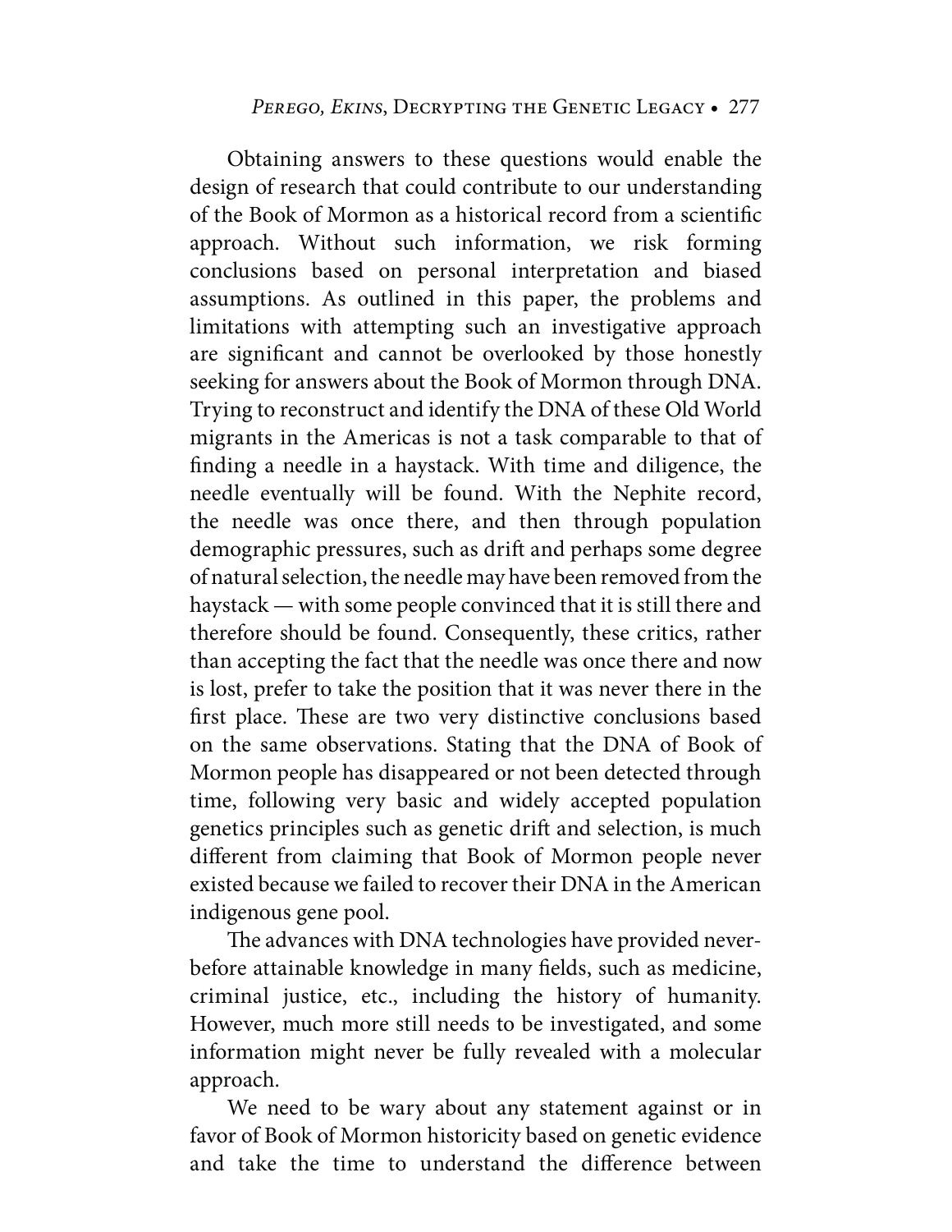Obtaining answers to these questions would enable the design of research that could contribute to our understanding of the Book of Mormon as a historical record from a scientific approach. Without such information, we risk forming conclusions based on personal interpretation and biased assumptions. As outlined in this paper, the problems and limitations with attempting such an investigative approach are significant and cannot be overlooked by those honestly seeking for answers about the Book of Mormon through DNA. Trying to reconstruct and identify the DNA of these Old World migrants in the Americas is not a task comparable to that of finding a needle in a haystack. With time and diligence, the needle eventually will be found. With the Nephite record, the needle was once there, and then through population demographic pressures, such as drift and perhaps some degree of natural selection, the needle may have been removed from the haystack — with some people convinced that it is still there and therefore should be found. Consequently, these critics, rather than accepting the fact that the needle was once there and now is lost, prefer to take the position that it was never there in the first place. These are two very distinctive conclusions based on the same observations. Stating that the DNA of Book of Mormon people has disappeared or not been detected through time, following very basic and widely accepted population genetics principles such as genetic drift and selection, is much different from claiming that Book of Mormon people never existed because we failed to recover their DNA in the American indigenous gene pool.

The advances with DNA technologies have provided never-before attainable knowledge in many fields, such as medicine, criminal justice, etc., including the history of humanity. However, much more still needs to be investigated, and some information might never be fully revealed with a molecular approach.

We need to be wary about any statement against or in favor of Book of Mormon historicity based on genetic evidence and take the time to understand the difference between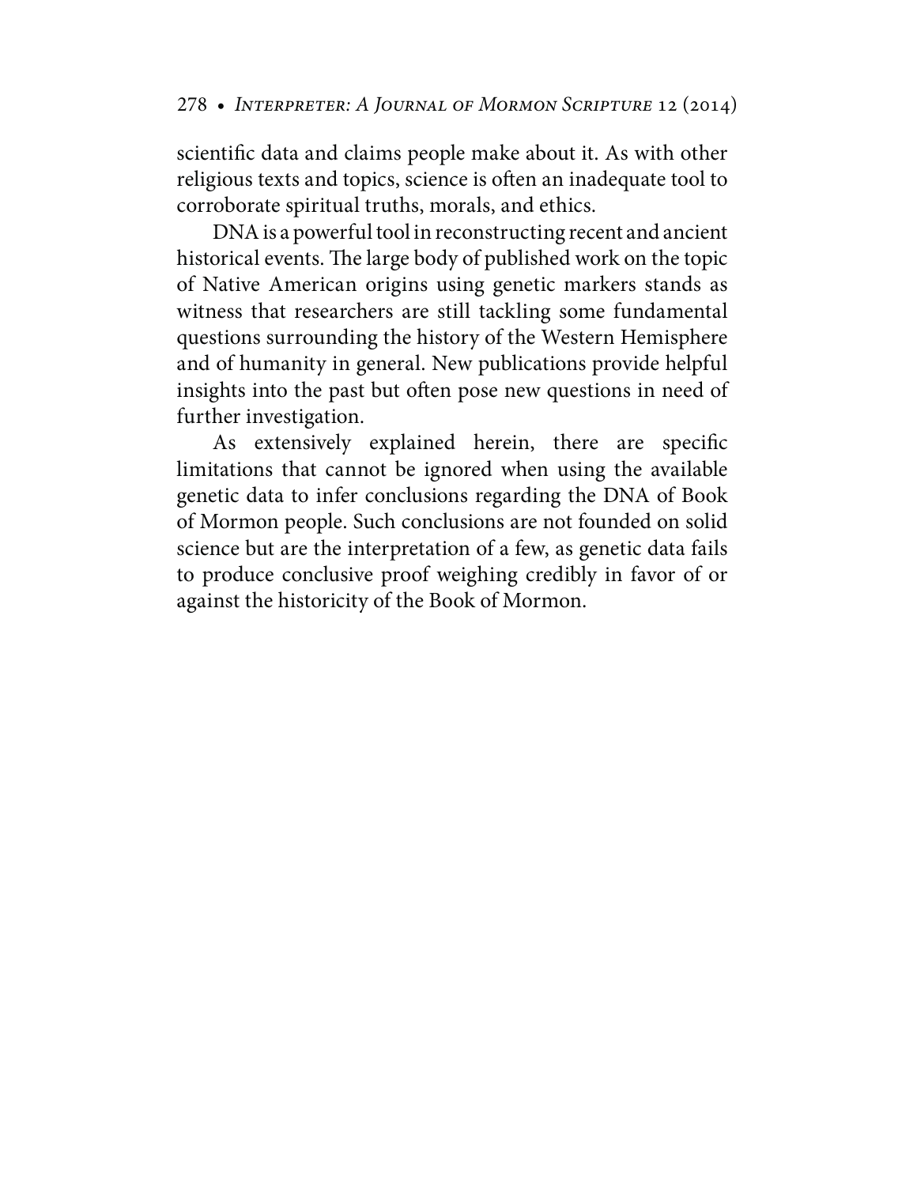scientific data and claims people make about it. As with other religious texts and topics, science is often an inadequate tool to corroborate spiritual truths, morals, and ethics.

DNA is a powerful tool in reconstructing recent and ancient historical events. The large body of published work on the topic of Native American origins using genetic markers stands as witness that researchers are still tackling some fundamental questions surrounding the history of the Western Hemisphere and of humanity in general. New publications provide helpful insights into the past but often pose new questions in need of further investigation.

As extensively explained herein, there are specific limitations that cannot be ignored when using the available genetic data to infer conclusions regarding the DNA of Book of Mormon people. Such conclusions are not founded on solid science but are the interpretation of a few, as genetic data fails to produce conclusive proof weighing credibly in favor of or against the historicity of the Book of Mormon.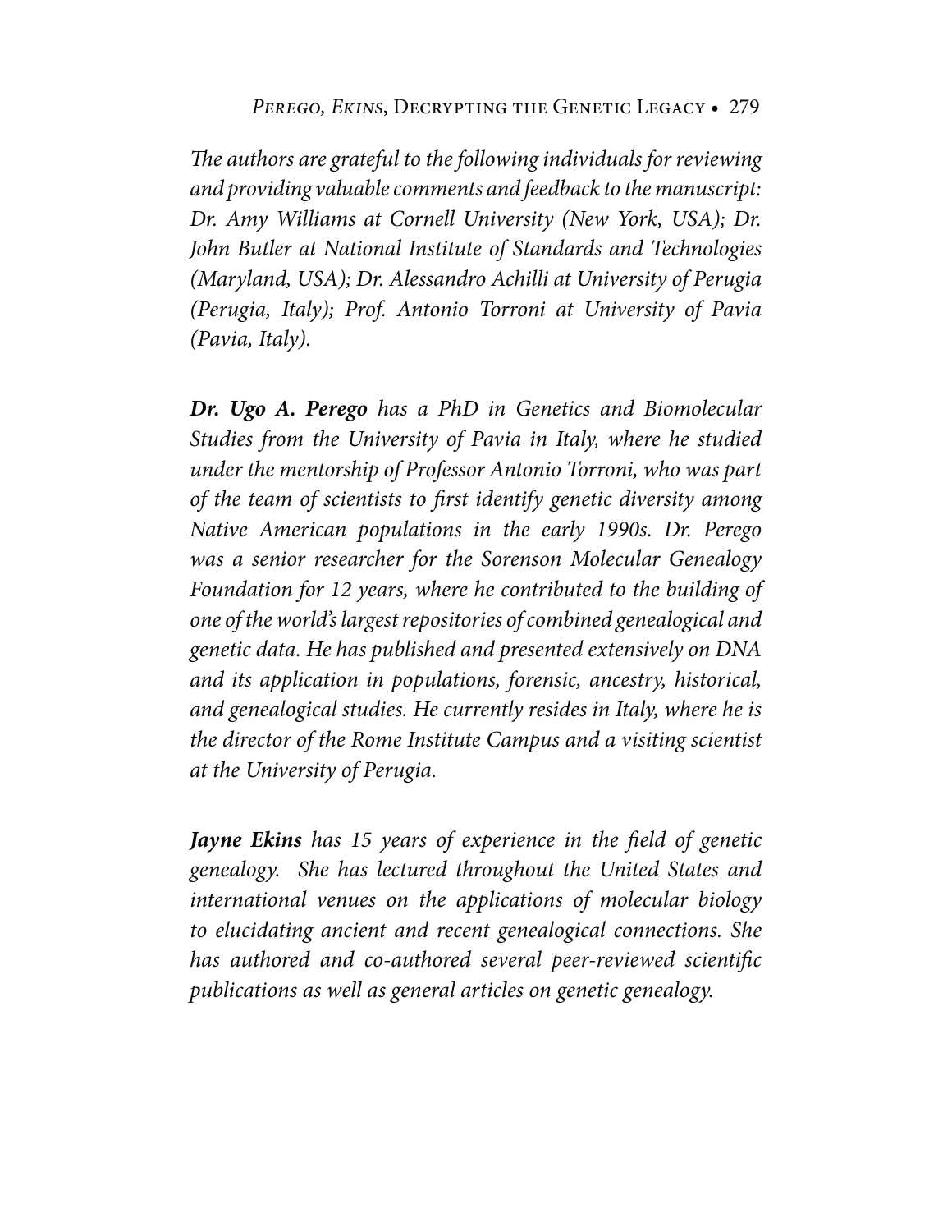*The authors are grateful to the following individuals for reviewing and providing valuable comments and feedback to the manuscript: Dr. Amy Williams at Cornell University (New York, USA); Dr. John Butler at National Institute of Standards and Technologies (Maryland, USA); Dr. Alessandro Achilli at University of Perugia (Perugia, Italy); Prof. Antonio Torroni at University of Pavia (Pavia, Italy).*

***Dr. Ugo A. Perego*** *has a PhD in Genetics and Biomolecular Studies from the University of Pavia in Italy, where he studied under the mentorship of Professor Antonio Torroni, who was part of the team of scientists to first identify genetic diversity among Native American populations in the early 1990s. Dr. Perego was a senior researcher for the Sorenson Molecular Genealogy Foundation for 12 years, where he contributed to the building of one of the world's largest repositories of combined genealogical and genetic data. He has published and presented extensively on DNA and its application in populations, forensic, ancestry, historical, and genealogical studies. He currently resides in Italy, where he is the director of the Rome Institute Campus and a visiting scientist at the University of Perugia.*

***Jayne Ekins*** *has 15 years of experience in the field of genetic genealogy. She has lectured throughout the United States and international venues on the applications of molecular biology to elucidating ancient and recent genealogical connections. She has authored and co-authored several peer-reviewed scientific publications as well as general articles on genetic genealogy.*